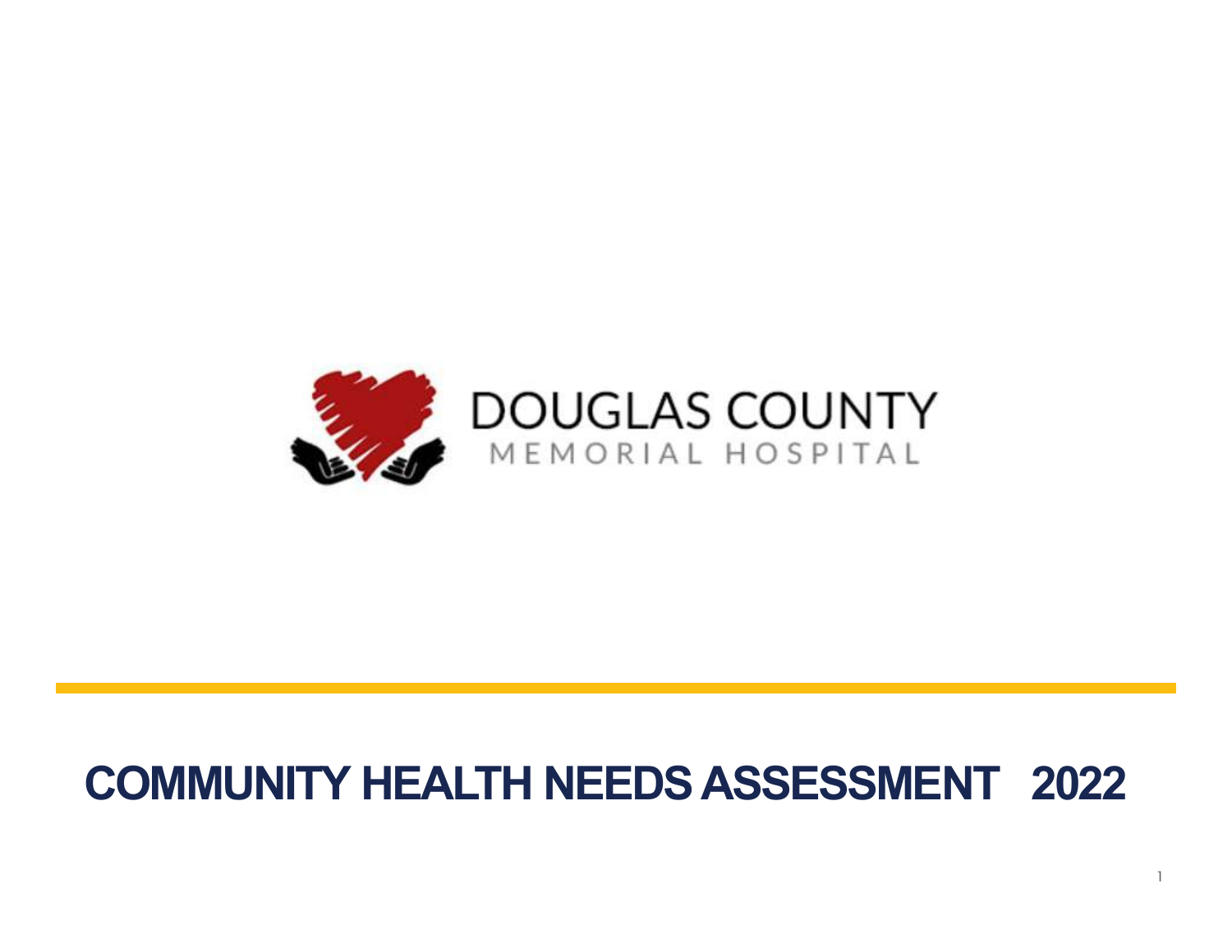DOUGLAS COUNTY

MEMORIAL HOSPITAL

# COMMUNITY HEALTH NEEDS ASSESSMENT 2022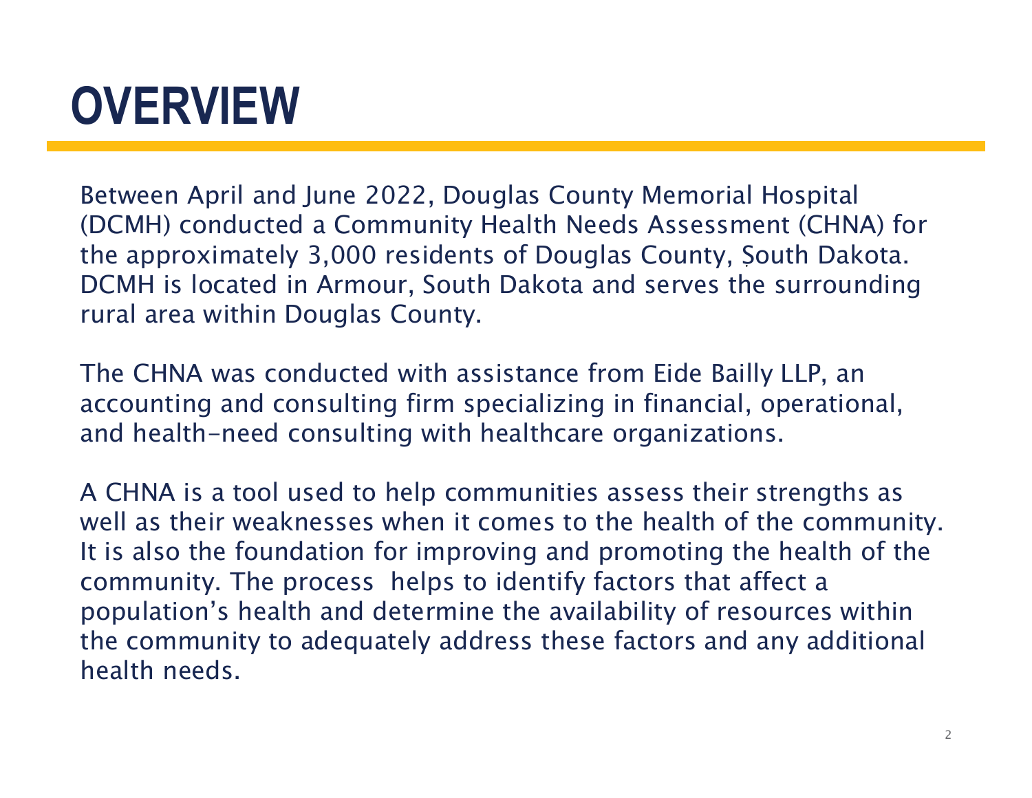# OVERVIEW

Between April and June 2022, Douglas County Memorial Hospital (DCMH) conducted a Community Health Needs Assessment (CHNA) for the approximately 3,000 residents of Douglas County, South Dakota. DCMH is located in Armour, South Dakota and serves the surrounding rural area within Douglas County.

The CHNA was conducted with assistance from Eide Bailly LLP, an accounting and consulting firm specializing in financial, operational, and health-need consulting with healthcare organizations.

A CHNA is a tool used to help communities assess their strengths as well as their weaknesses when it comes to the health of the community. It is also the foundation for improving and promoting the health of the community. The process helps to identify factors that affect a population's health and determine the availability of resources within the community to adequately address these factors and any additional health needs.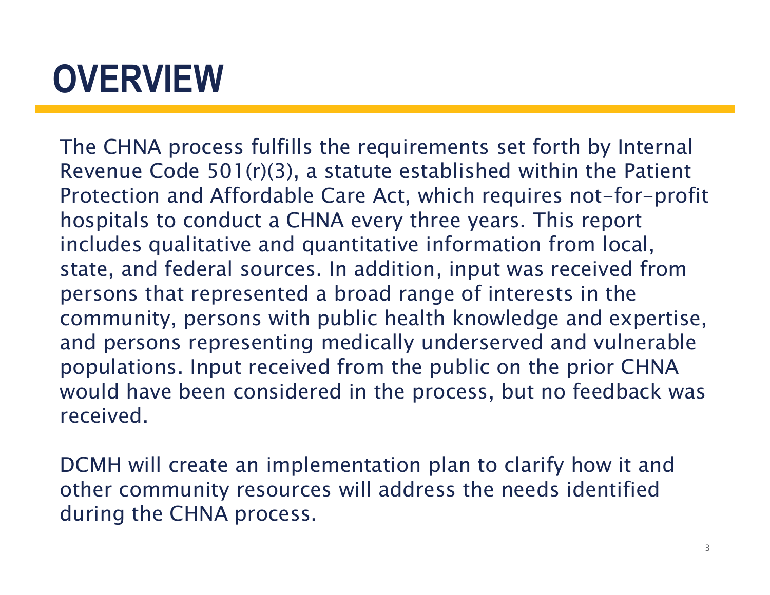# OVERVIEW

The CHNA process fulfills the requirements set forth by Internal Revenue Code 501(r)(3), a statute established within the Patient Protection and Affordable Care Act, which requires not-for-profit hospitals to conduct a CHNA every three years. This report includes qualitative and quantitative information from local, state, and federal sources. In addition, input was received from persons that represented a broad range of interests in the community, persons with public health knowledge and expertise, and persons representing medically underserved and vulnerable populations. Input received from the public on the prior CHNA would have been considered in the process, but no feedback was received.

DCMH will create an implementation plan to clarify how it and other community resources will address the needs identified during the CHNA process.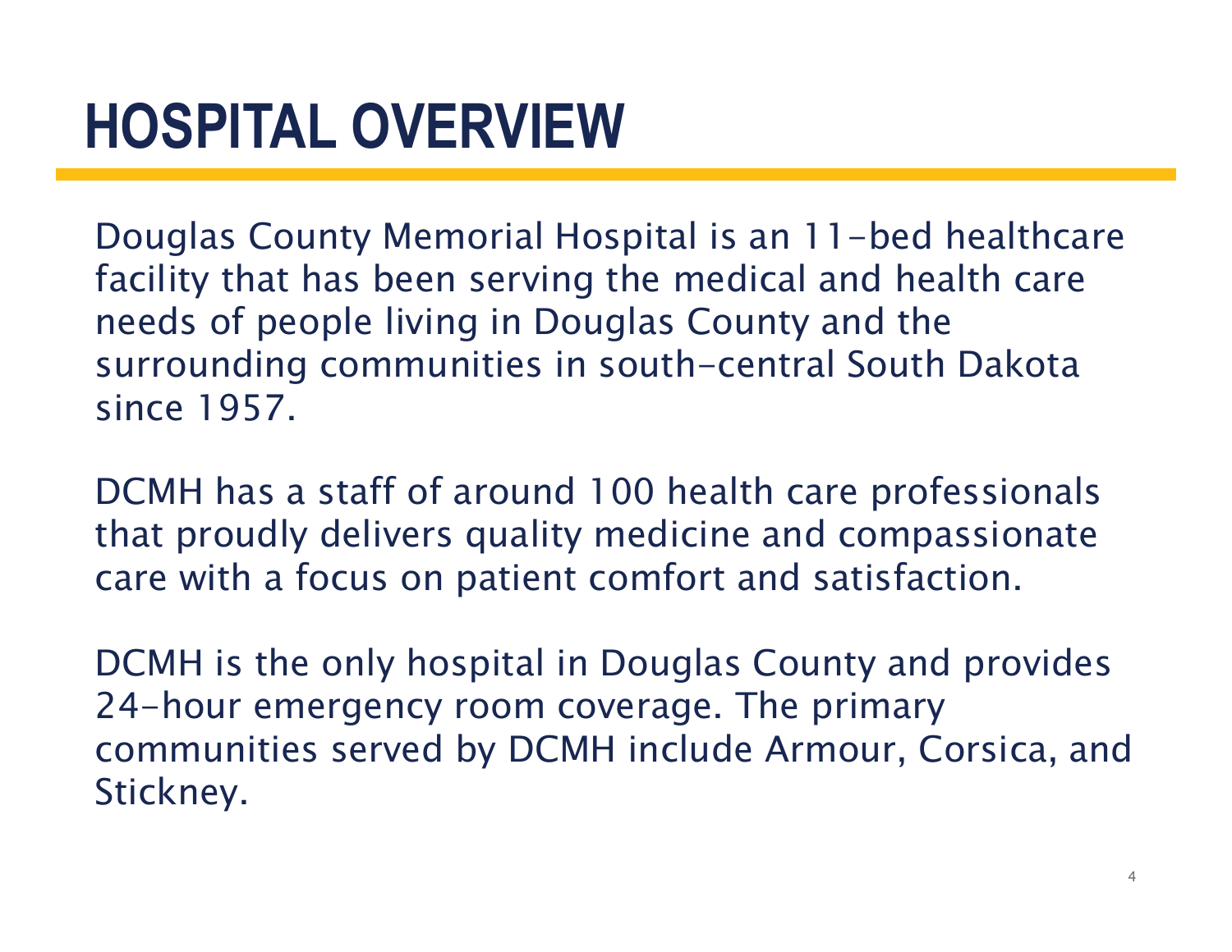# HOSPITAL OVERVIEW

Douglas County Memorial Hospital is an 11-bed healthcare facility that has been serving the medical and health care needs of people living in Douglas County and the surrounding communities in south-central South Dakota since 1957.

DCMH has a staff of around 100 health care professionals that proudly delivers quality medicine and compassionate care with a focus on patient comfort and satisfaction.

DCMH is the only hospital in Douglas County and provides 24-hour emergency room coverage. The primary communities served by DCMH include Armour, Corsica, and Stickney.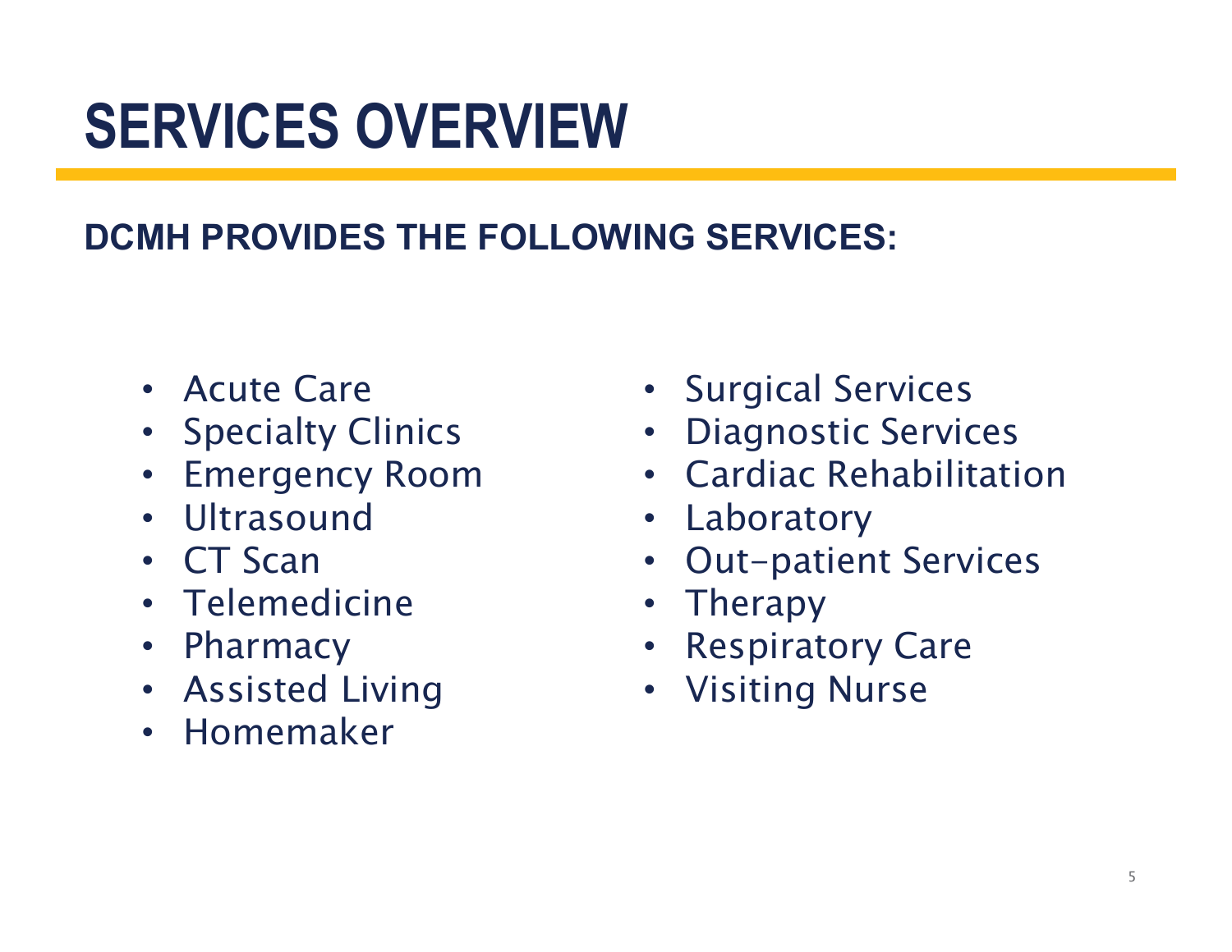# SERVICES OVERVIEW

## DCMH PROVIDES THE FOLLOWING SERVICES:

- Acute Care
- Specialty Clinics
- Emergency Room
- Ultrasound
- CT Scan
- Telemedicine
- Pharmacy
- Assisted Living
- Homemaker
- Surgical Services
- Diagnostic Services
- Cardiac Rehabilitation
- Laboratory
- Out-patient Services
- Therapy
- Respiratory Care
- Visiting Nurse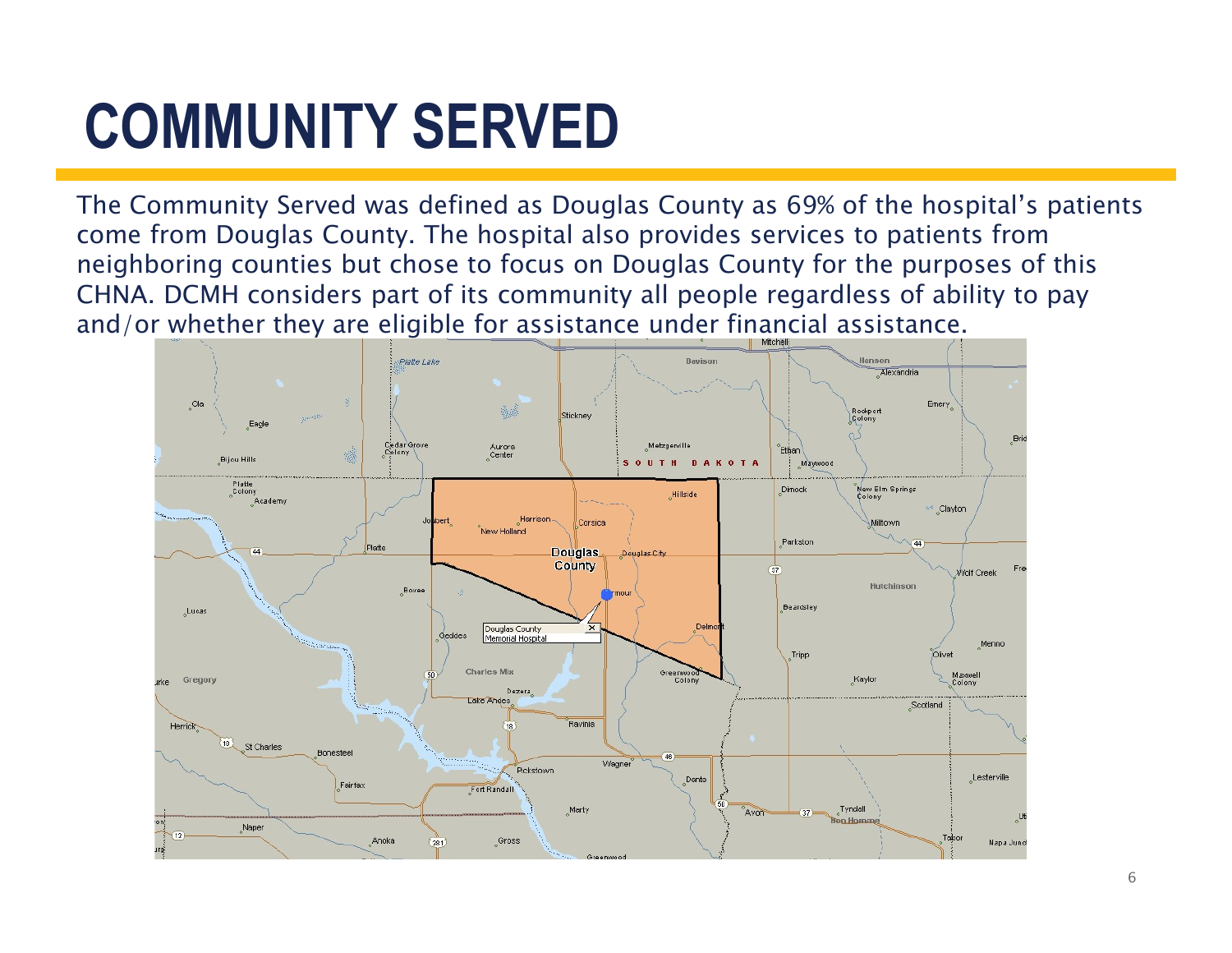# COMMUNITY SERVED

The Community Served was defined as Douglas County as 69% of the hospital's patients come from Douglas County. The hospital also provides services to patients from neighboring counties but chose to focus on Douglas County for the purposes of this CHNA. DCMH considers part of its community all people regardless of ability to pay and/or whether they are eligible for assistance under financial assistance.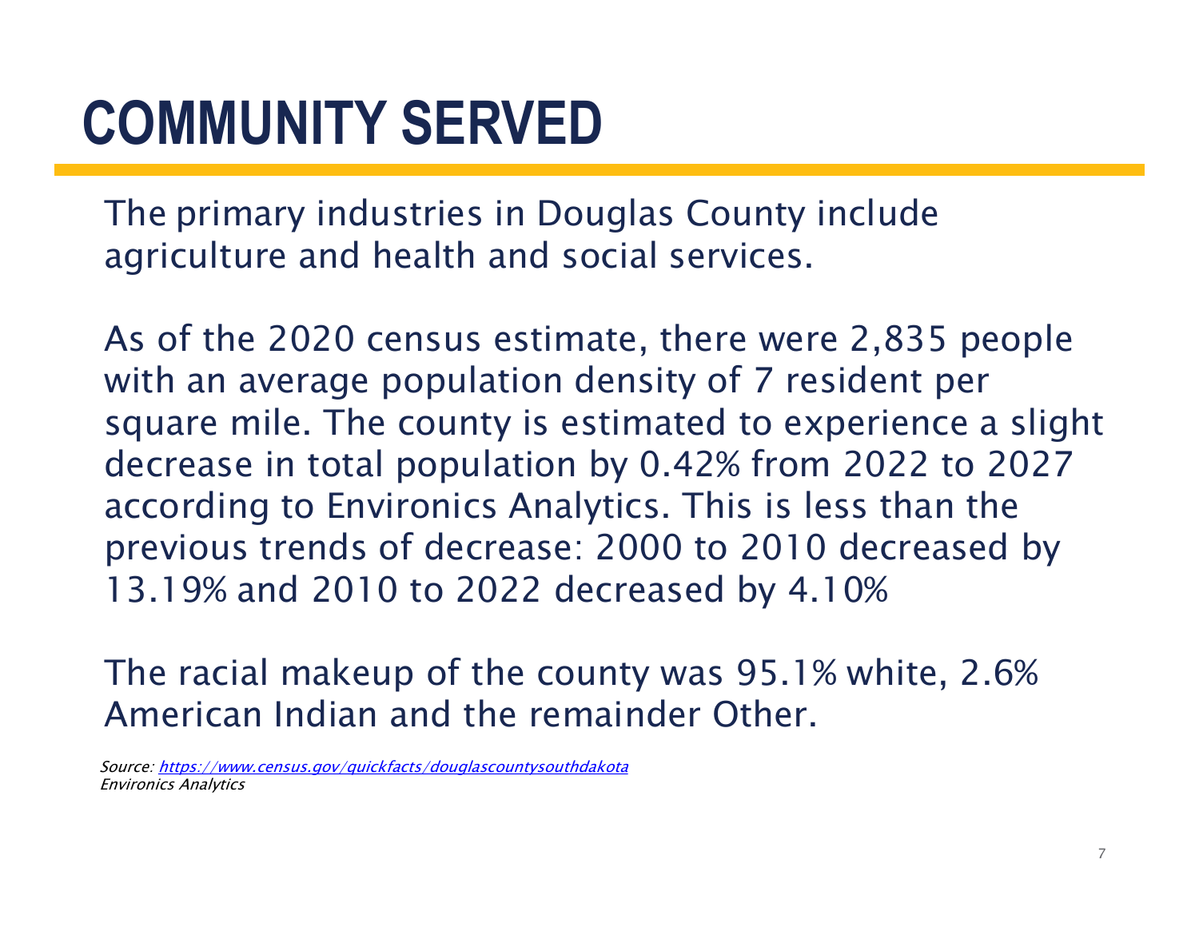# COMMUNITY SERVED

The primary industries in Douglas County include agriculture and health and social services.

As of the 2020 census estimate, there were 2,835 people with an average population density of 7 resident per square mile. The county is estimated to experience a slight decrease in total population by 0.42% from 2022 to 2027 according to Environics Analytics. This is less than the previous trends of decrease: 2000 to 2010 decreased by 13.19% and 2010 to 2022 decreased by 4.10%

The racial makeup of the county was 95.1% white, 2.6% American Indian and the remainder Other.

*Source: [https://www.census.gov/quickfacts/douglascountysouthdakota](https://www.census.gov/quickfacts/douglascountysouthdakota)*
*Environics Analytics*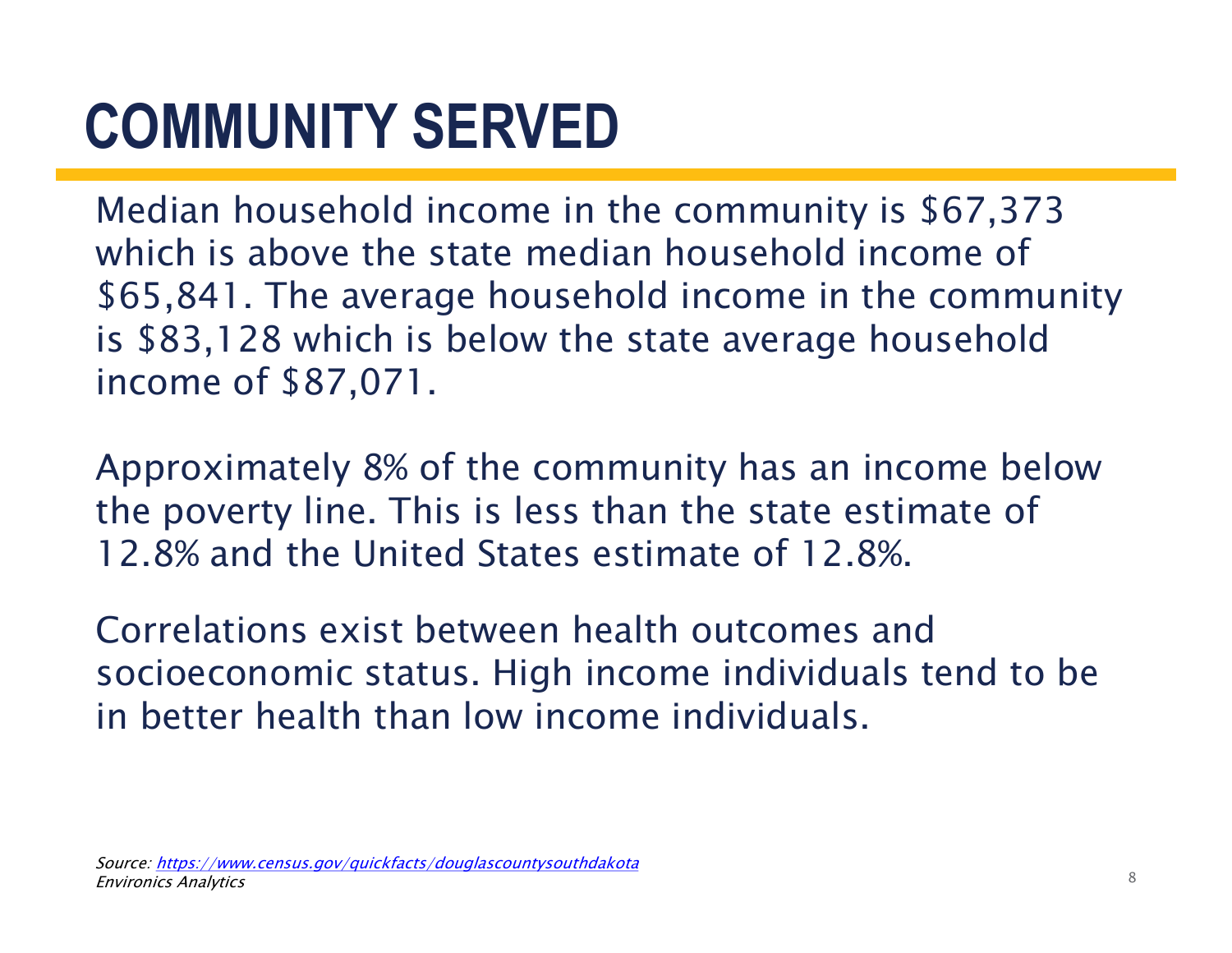# COMMUNITY SERVED

Median household income in the community is $67,373 which is above the state median household income of $65,841. The average household income in the community is $83,128 which is below the state average household income of $87,071.

Approximately 8% of the community has an income below the poverty line. This is less than the state estimate of 12.8% and the United States estimate of 12.8%.

Correlations exist between health outcomes and socioeconomic status. High income individuals tend to be in better health than low income individuals.

*Source: [https://www.census.gov/quickfacts/douglascountysouthdakota](https://www.census.gov/quickfacts/douglascountysouthdakota)*
*Environics Analytics*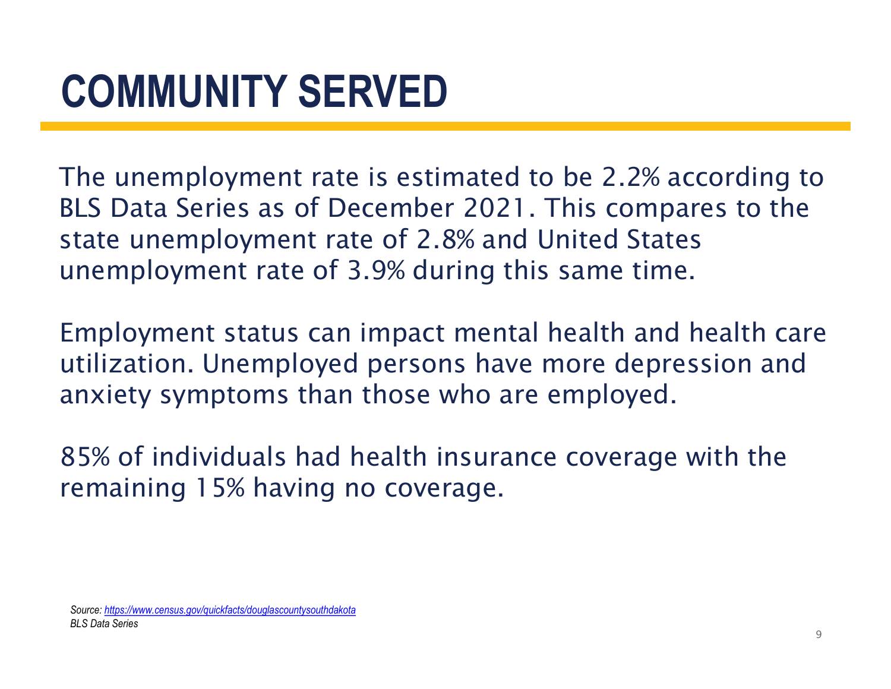# COMMUNITY SERVED

The unemployment rate is estimated to be 2.2% according to BLS Data Series as of December 2021. This compares to the state unemployment rate of 2.8% and United States unemployment rate of 3.9% during this same time.

Employment status can impact mental health and health care utilization. Unemployed persons have more depression and anxiety symptoms than those who are employed.

85% of individuals had health insurance coverage with the remaining 15% having no coverage.

*Source: https://www.census.gov/quickfacts/douglascountysouthdakota*
*BLS Data Series*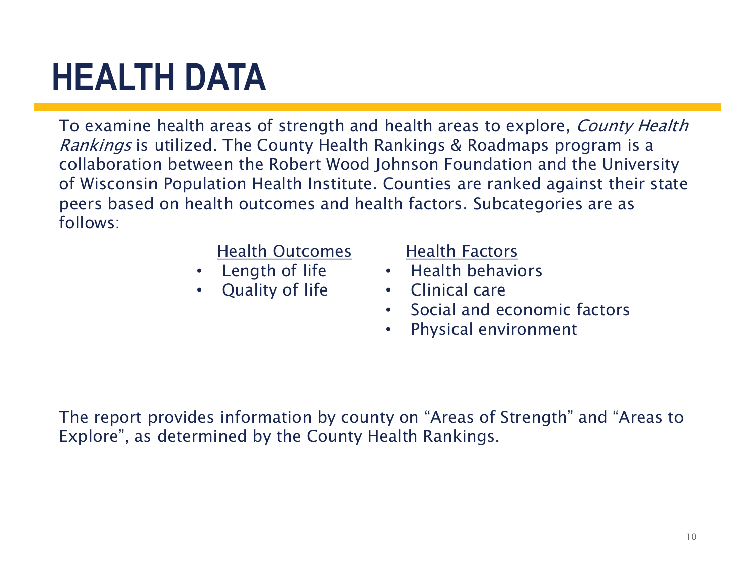# HEALTH DATA

To examine health areas of strength and health areas to explore, *County Health Rankings* is utilized. The County Health Rankings & Roadmaps program is a collaboration between the Robert Wood Johnson Foundation and the University of Wisconsin Population Health Institute. Counties are ranked against their state peers based on health outcomes and health factors. Subcategories are as follows:

Health Outcomes

- Length of life
- Quality of life

Health Factors

- Health behaviors
- Clinical care
- Social and economic factors
- Physical environment

The report provides information by county on "Areas of Strength" and "Areas to Explore", as determined by the County Health Rankings.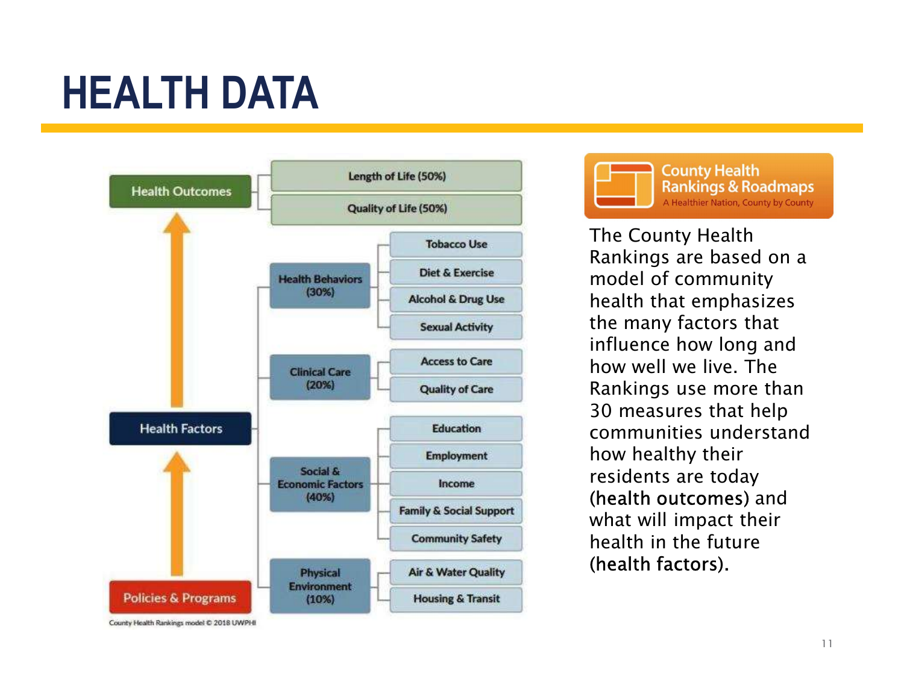# HEALTH DATA

- **Health Outcomes**
  - Length of Life (50%)
  - Quality of Life (50%)
- **Health Factors**
  - Health Behaviors (30%)
    - Tobacco Use
    - Diet & Exercise
    - Alcohol & Drug Use
    - Sexual Activity
  - Clinical Care (20%)
    - Access to Care
    - Quality of Care
  - Social & Economic Factors (40%)
    - Education
    - Employment
    - Income
    - Family & Social Support
    - Community Safety
  - Physical Environment (10%)
    - Air & Water Quality
    - Housing & Transit
- **Policies & Programs**

County Health Rankings model © 2018 UWPHI

**County Health Rankings & Roadmaps**
A Healthier Nation, County by County

The County Health Rankings are based on a model of community health that emphasizes the many factors that influence how long and how well we live. The Rankings use more than 30 measures that help communities understand how healthy their residents are today (health outcomes) and what will impact their health in the future (health factors).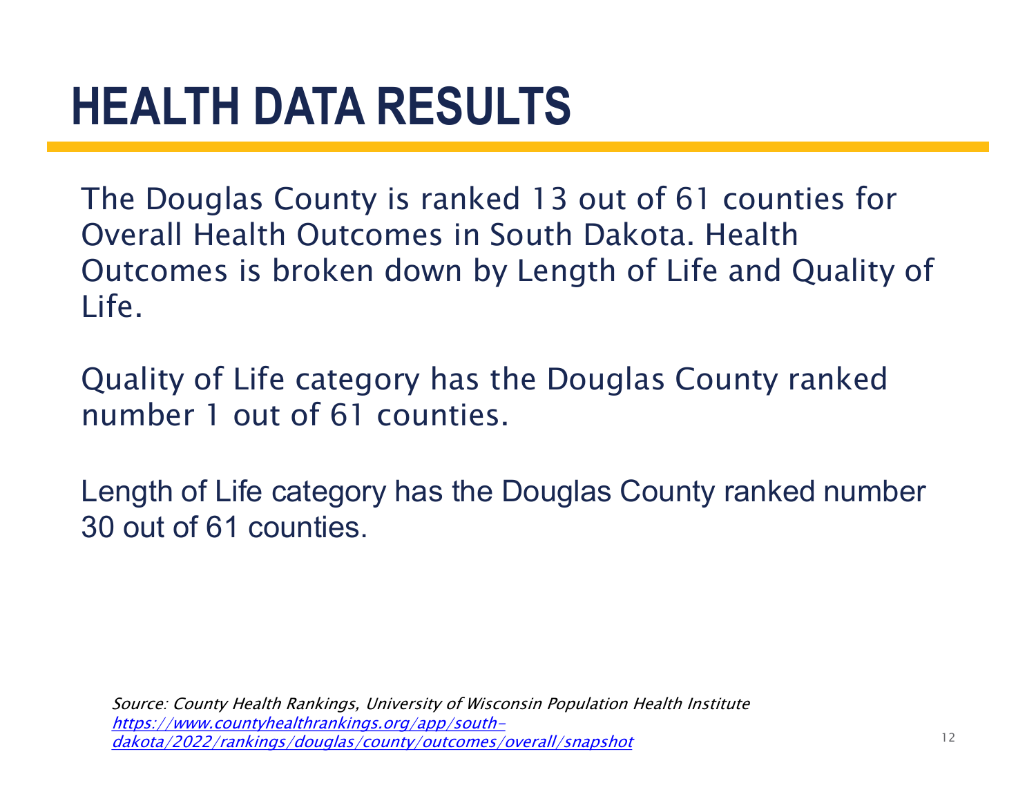# HEALTH DATA RESULTS

The Douglas County is ranked 13 out of 61 counties for Overall Health Outcomes in South Dakota. Health Outcomes is broken down by Length of Life and Quality of Life.

Quality of Life category has the Douglas County ranked number 1 out of 61 counties.

Length of Life category has the Douglas County ranked number 30 out of 61 counties.

*Source: County Health Rankings, University of Wisconsin Population Health Institute*
*https://www.countyhealthrankings.org/app/south-dakota/2022/rankings/douglas/county/outcomes/overall/snapshot*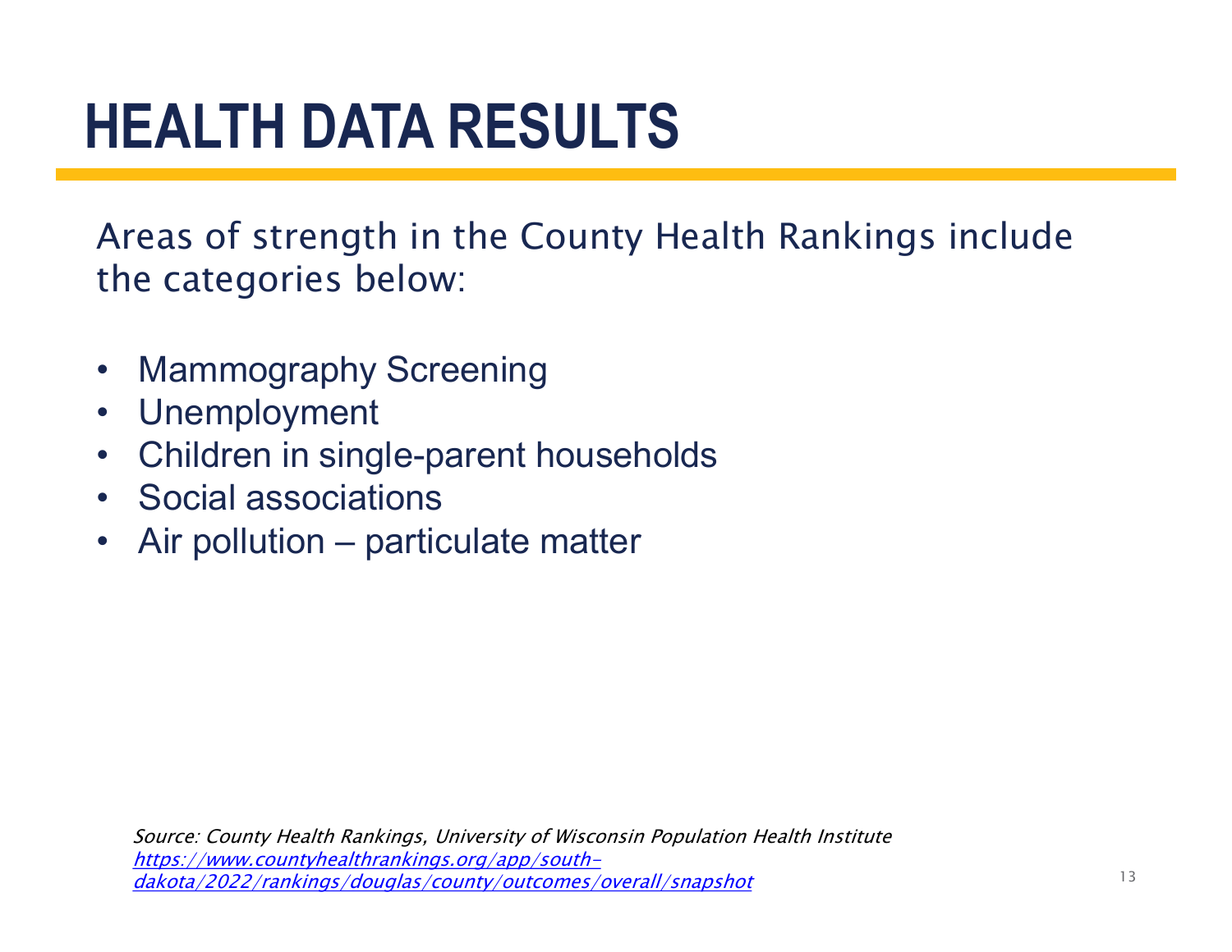# HEALTH DATA RESULTS

Areas of strength in the County Health Rankings include the categories below:

- Mammography Screening
- Unemployment
- Children in single-parent households
- Social associations
- Air pollution – particulate matter

*Source: County Health Rankings, University of Wisconsin Population Health Institute*
[https://www.countyhealthrankings.org/app/south-dakota/2022/rankings/douglas/county/outcomes/overall/snapshot](https://www.countyhealthrankings.org/app/south-dakota/2022/rankings/douglas/county/outcomes/overall/snapshot)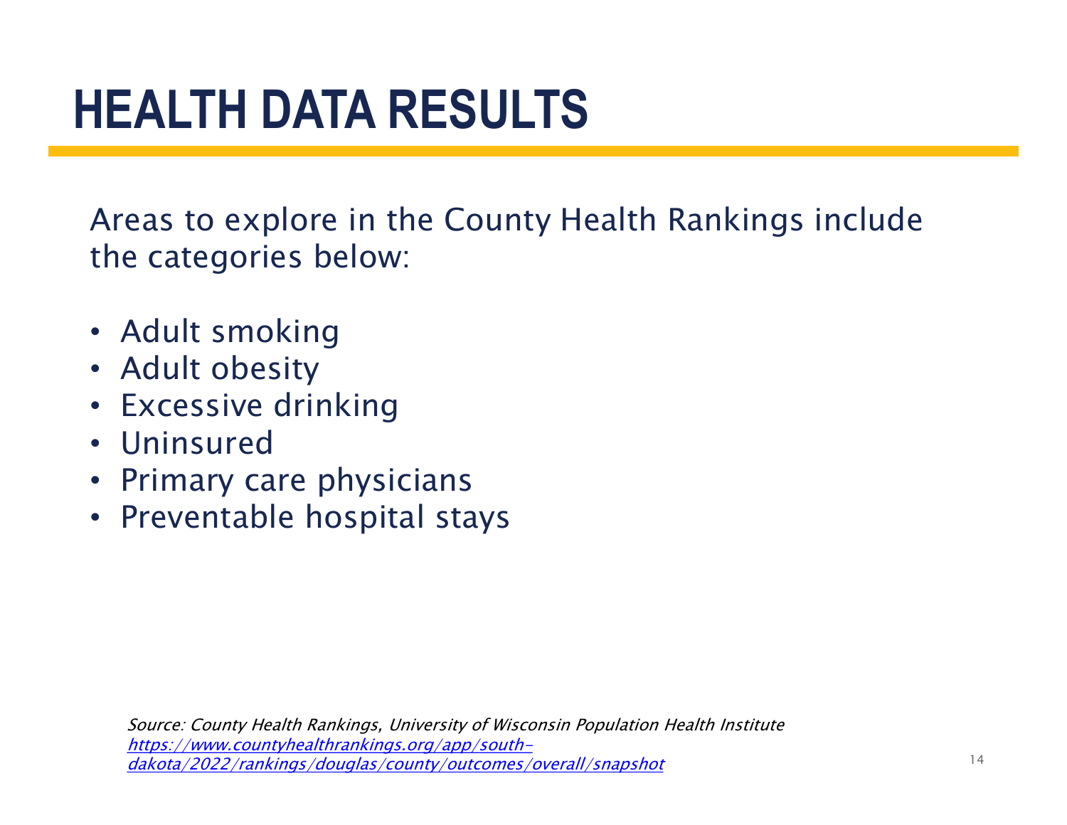# HEALTH DATA RESULTS

Areas to explore in the County Health Rankings include the categories below:

- Adult smoking
- Adult obesity
- Excessive drinking
- Uninsured
- Primary care physicians
- Preventable hospital stays

*Source: County Health Rankings, University of Wisconsin Population Health Institute*
*https://www.countyhealthrankings.org/app/south-dakota/2022/rankings/douglas/county/outcomes/overall/snapshot*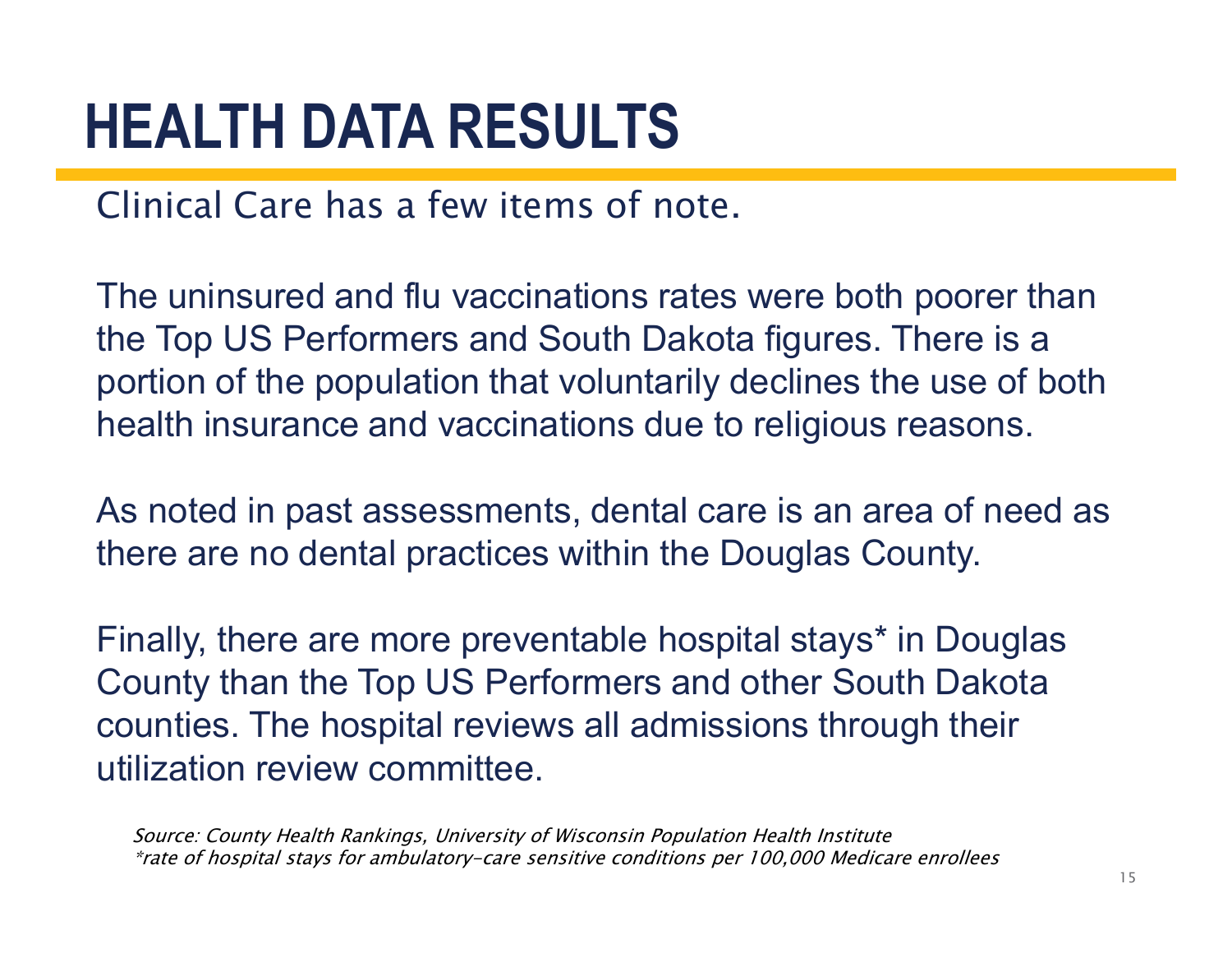# HEALTH DATA RESULTS

Clinical Care has a few items of note.

The uninsured and flu vaccinations rates were both poorer than the Top US Performers and South Dakota figures. There is a portion of the population that voluntarily declines the use of both health insurance and vaccinations due to religious reasons.

As noted in past assessments, dental care is an area of need as there are no dental practices within the Douglas County.

Finally, there are more preventable hospital stays* in Douglas County than the Top US Performers and other South Dakota counties. The hospital reviews all admissions through their utilization review committee.

*Source: County Health Rankings, University of Wisconsin Population Health Institute*
*\*rate of hospital stays for ambulatory-care sensitive conditions per 100,000 Medicare enrollees*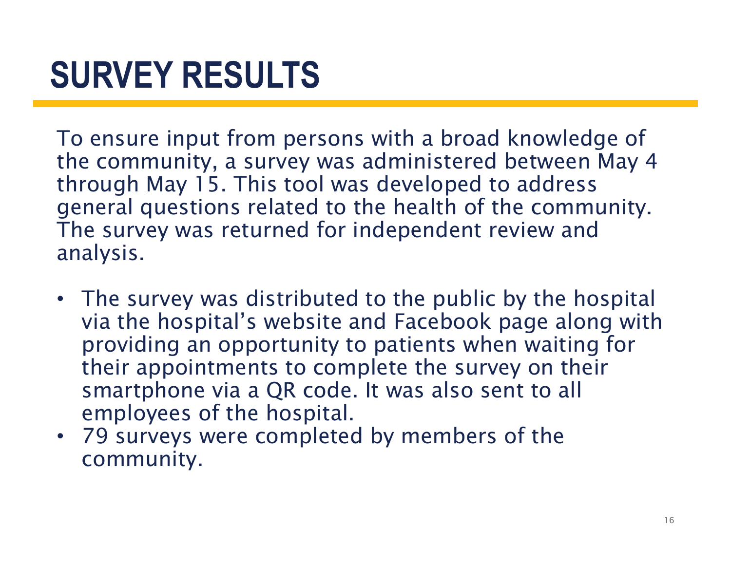# SURVEY RESULTS

To ensure input from persons with a broad knowledge of the community, a survey was administered between May 4 through May 15. This tool was developed to address general questions related to the health of the community. The survey was returned for independent review and analysis.

- The survey was distributed to the public by the hospital via the hospital's website and Facebook page along with providing an opportunity to patients when waiting for their appointments to complete the survey on their smartphone via a QR code. It was also sent to all employees of the hospital.
- 79 surveys were completed by members of the community.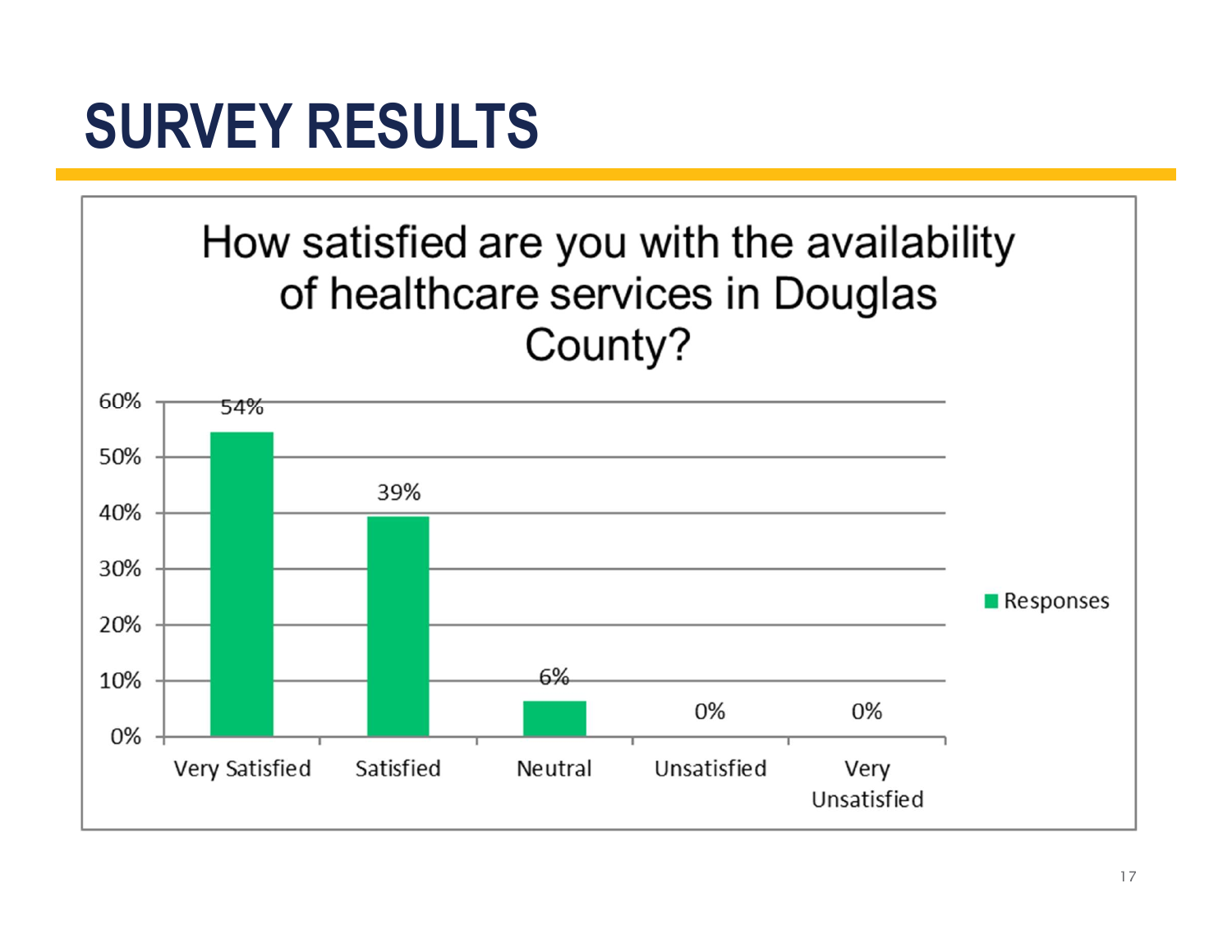# SURVEY RESULTS

**How satisfied are you with the availability of healthcare services in Douglas County?**

| Response | Responses |
| --- | --- |
| Very Satisfied | 54% |
| Satisfied | 39% |
| Neutral | 6% |
| Unsatisfied | 0% |
| Very Unsatisfied | 0% |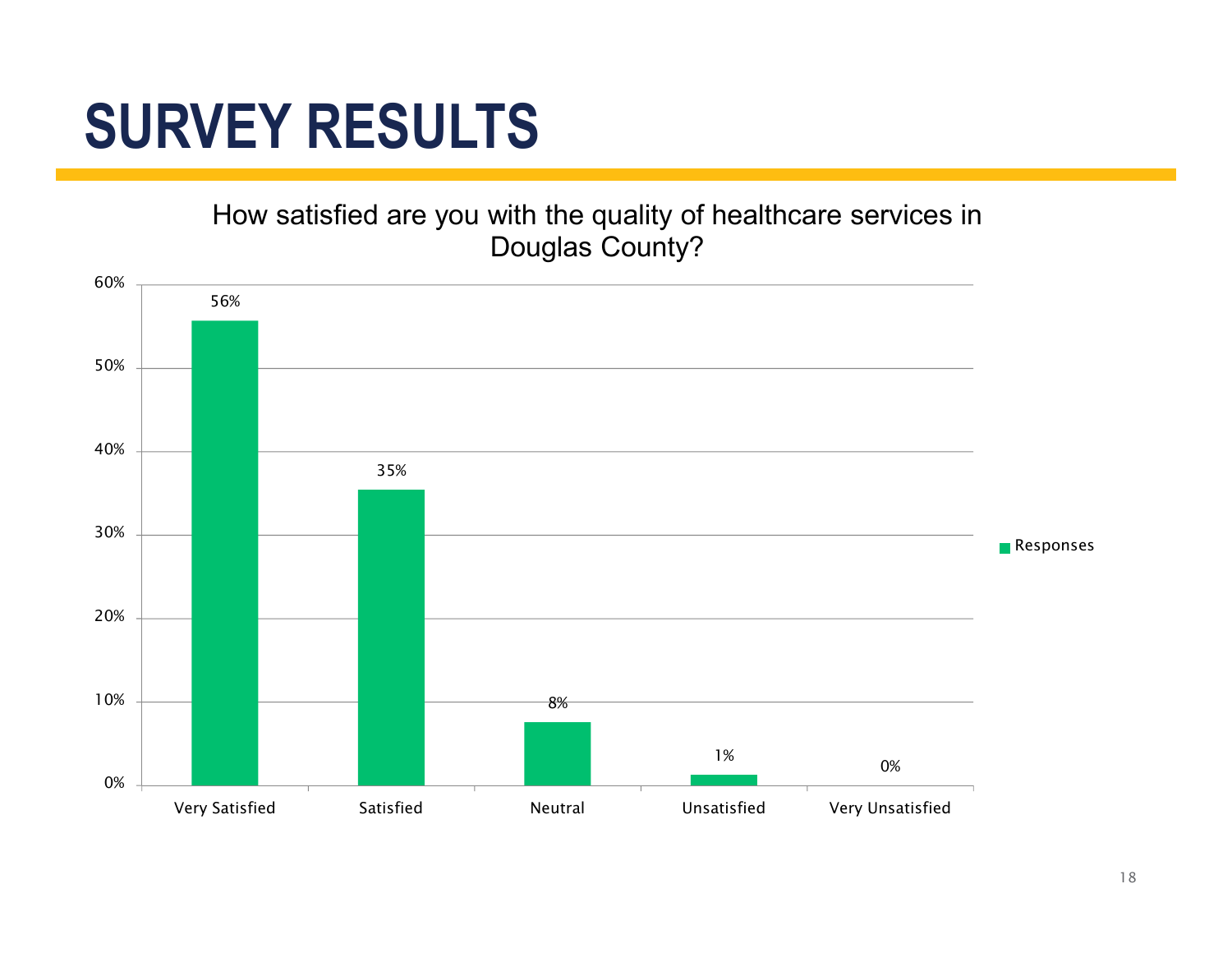# SURVEY RESULTS

How satisfied are you with the quality of healthcare services in Douglas County?

| Response | Responses |
|---|---|
| Very Satisfied | 56% |
| Satisfied | 35% |
| Neutral | 8% |
| Unsatisfied | 1% |
| Very Unsatisfied | 0% |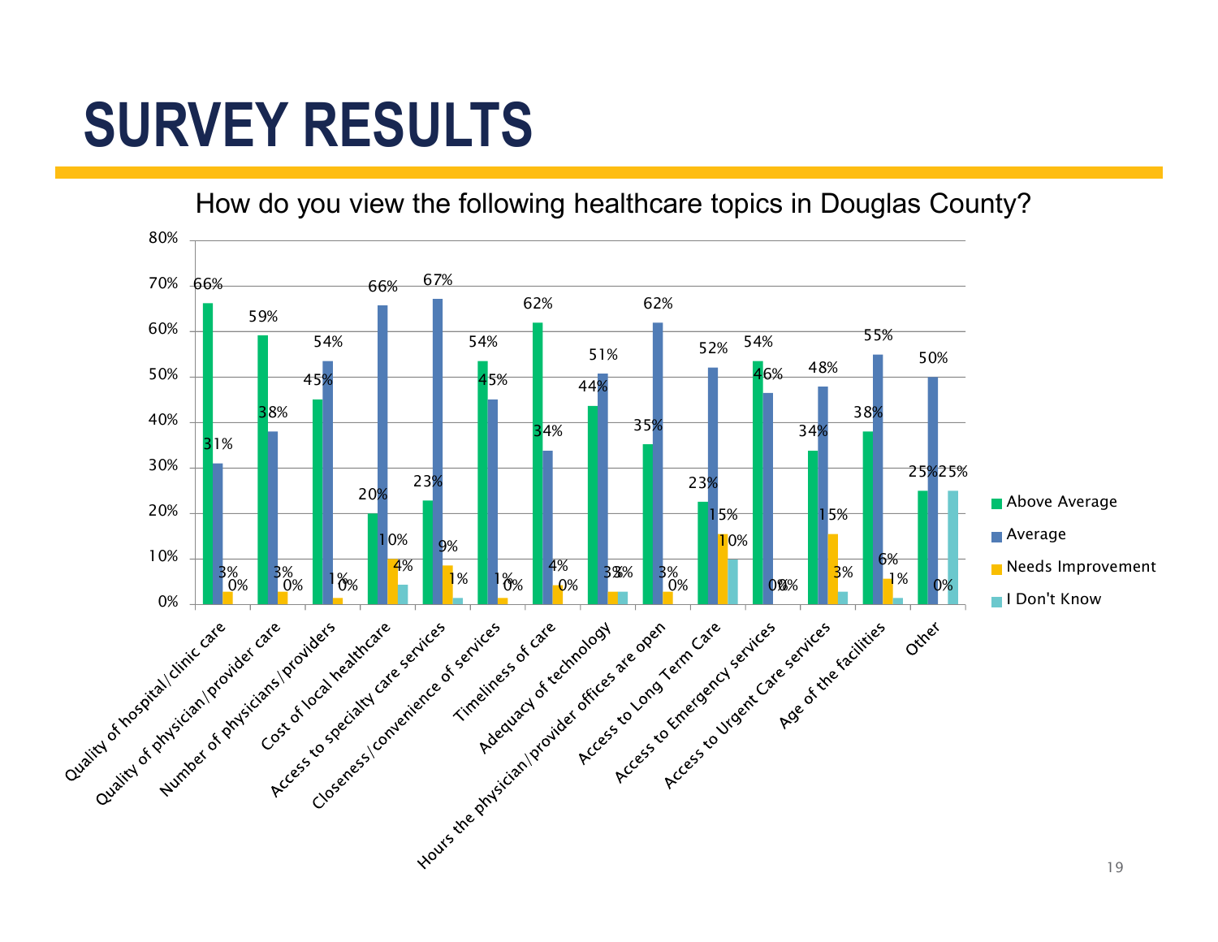# SURVEY RESULTS

How do you view the following healthcare topics in Douglas County?

| Topic | Above Average | Average | Needs Improvement | I Don't Know |
|---|---|---|---|---|
| Quality of hospital/clinic care | 66% | 31% | 3% | 0% |
| Quality of physician/provider care | 59% | 38% | 3% | 0% |
| Number of physicians/providers | 45% | 54% | 1% | 0% |
| Cost of local healthcare | 20% | 66% | 10% | 4% |
| Access to specialty care services | 23% | 67% | 9% | 1% |
| Closeness/convenience of services | 54% | 45% | 1% | 0% |
| Timeliness of care | 62% | 34% | 4% | 0% |
| Adequacy of technology | 44% | 51% | 3% | 3% |
| Hours the physician/provider offices are open | 35% | 62% | 3% | 0% |
| Access to Long Term Care | 23% | 52% | 15% | 10% |
| Access to Emergency services | 54% | 46% | 0% | 0% |
| Access to Urgent Care services | 34% | 48% | 15% | 3% |
| Age of the facilities | 38% | 55% | 6% | 1% |
| Other | 25% | 50% | 0% | 25% |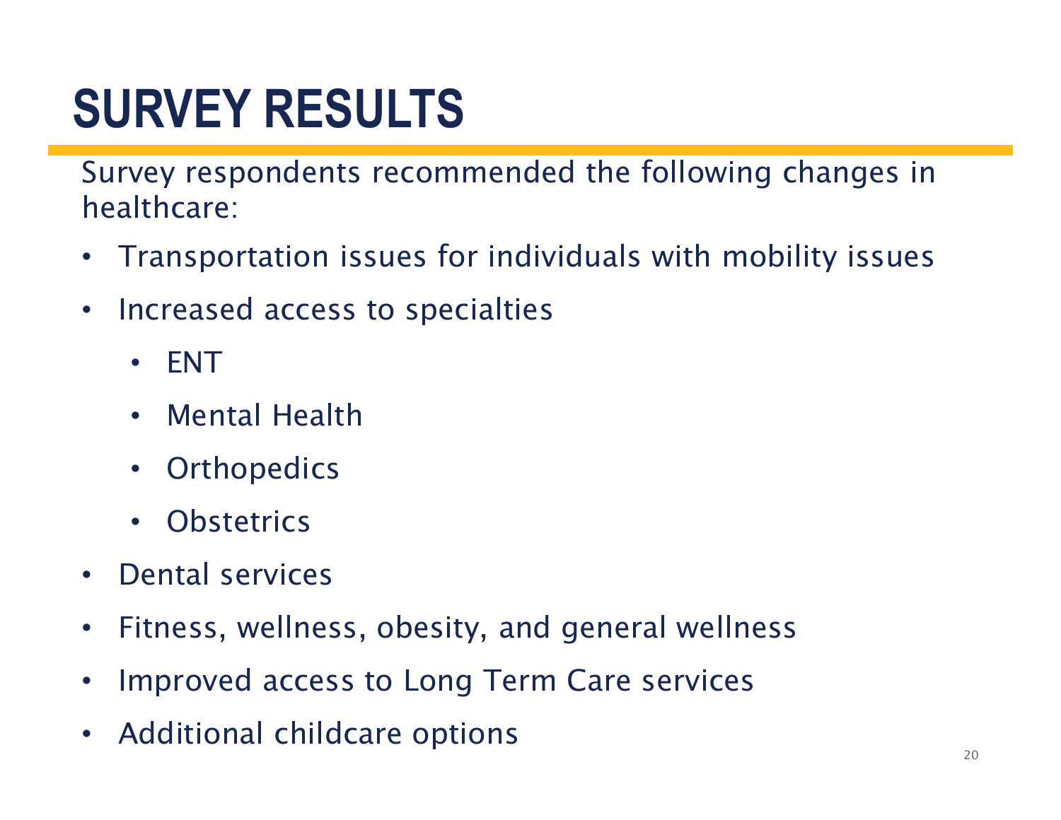# SURVEY RESULTS

Survey respondents recommended the following changes in healthcare:

- Transportation issues for individuals with mobility issues
- Increased access to specialties
  - ENT
  - Mental Health
  - Orthopedics
  - Obstetrics
- Dental services
- Fitness, wellness, obesity, and general wellness
- Improved access to Long Term Care services
- Additional childcare options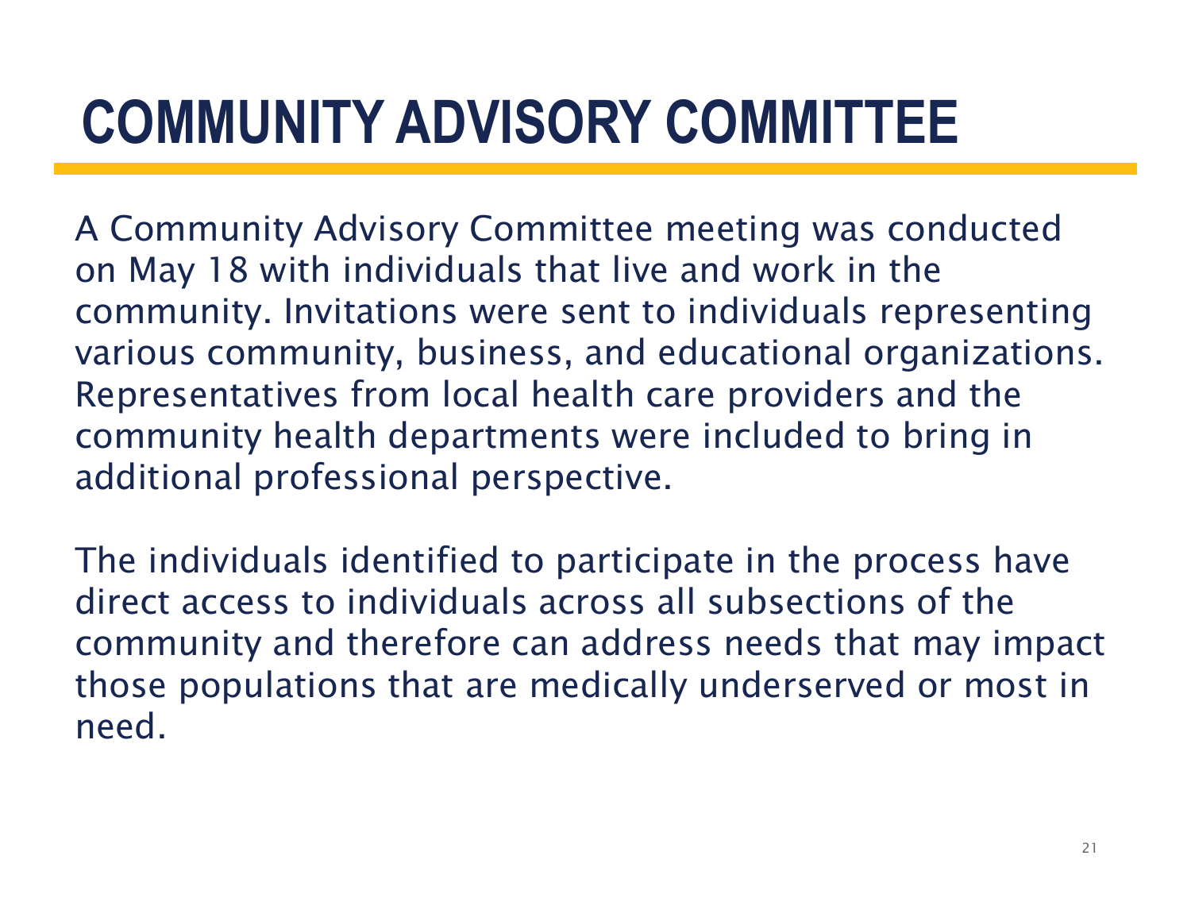# COMMUNITY ADVISORY COMMITTEE

A Community Advisory Committee meeting was conducted on May 18 with individuals that live and work in the community. Invitations were sent to individuals representing various community, business, and educational organizations. Representatives from local health care providers and the community health departments were included to bring in additional professional perspective.

The individuals identified to participate in the process have direct access to individuals across all subsections of the community and therefore can address needs that may impact those populations that are medically underserved or most in need.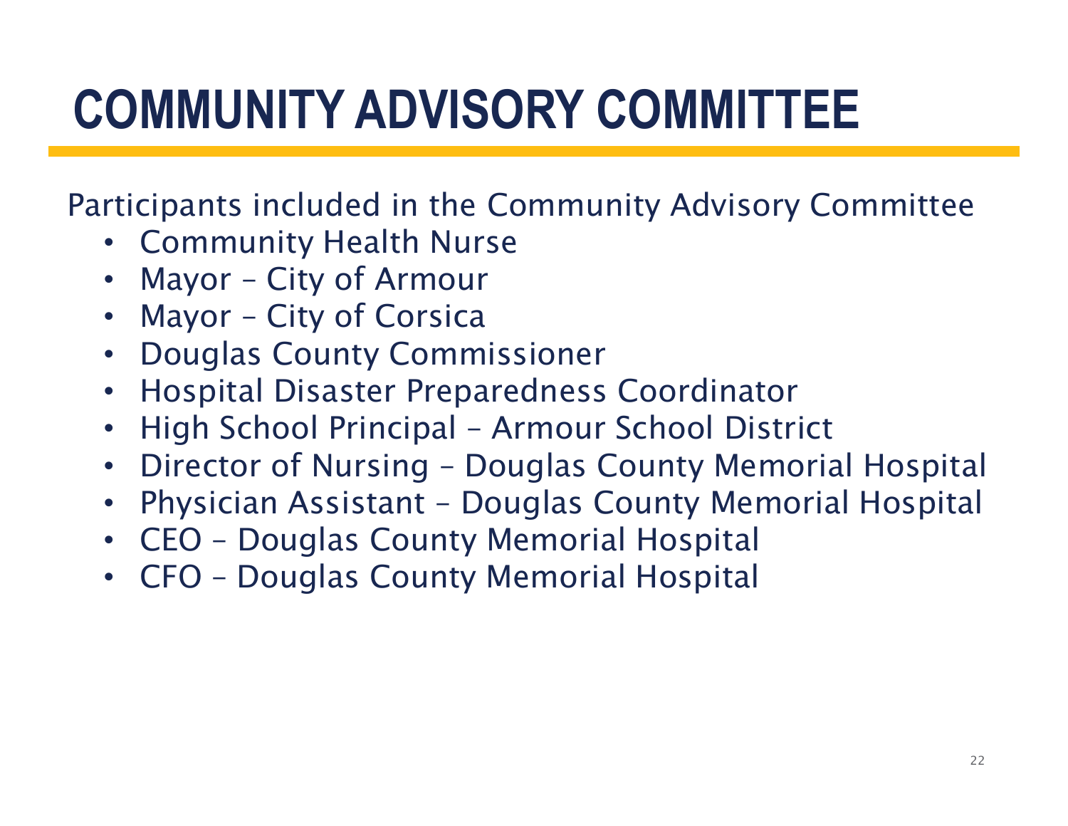# COMMUNITY ADVISORY COMMITTEE

Participants included in the Community Advisory Committee

- Community Health Nurse
- Mayor – City of Armour
- Mayor – City of Corsica
- Douglas County Commissioner
- Hospital Disaster Preparedness Coordinator
- High School Principal – Armour School District
- Director of Nursing – Douglas County Memorial Hospital
- Physician Assistant – Douglas County Memorial Hospital
- CEO – Douglas County Memorial Hospital
- CFO – Douglas County Memorial Hospital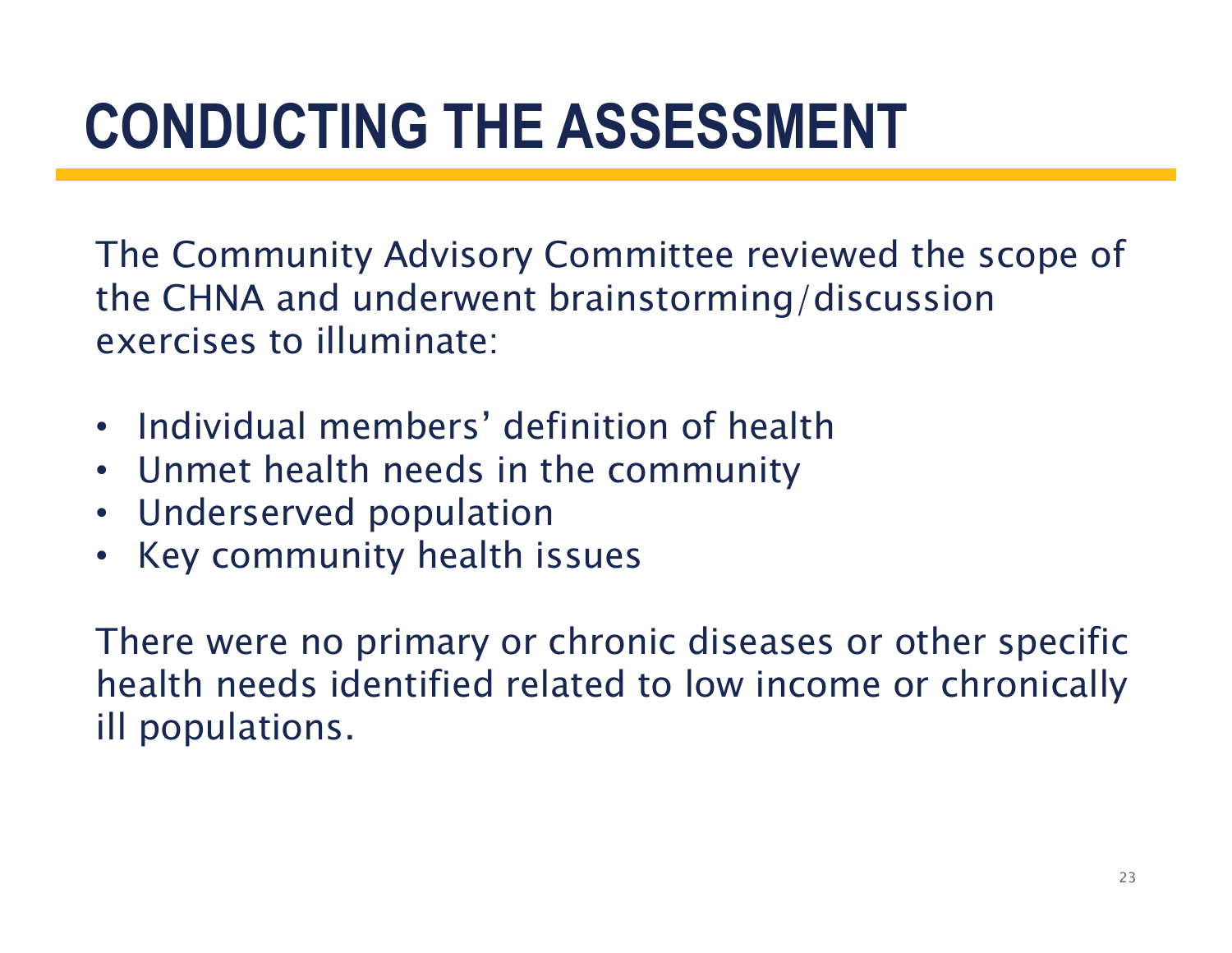# CONDUCTING THE ASSESSMENT

The Community Advisory Committee reviewed the scope of the CHNA and underwent brainstorming/discussion exercises to illuminate:

- Individual members' definition of health
- Unmet health needs in the community
- Underserved population
- Key community health issues

There were no primary or chronic diseases or other specific health needs identified related to low income or chronically ill populations.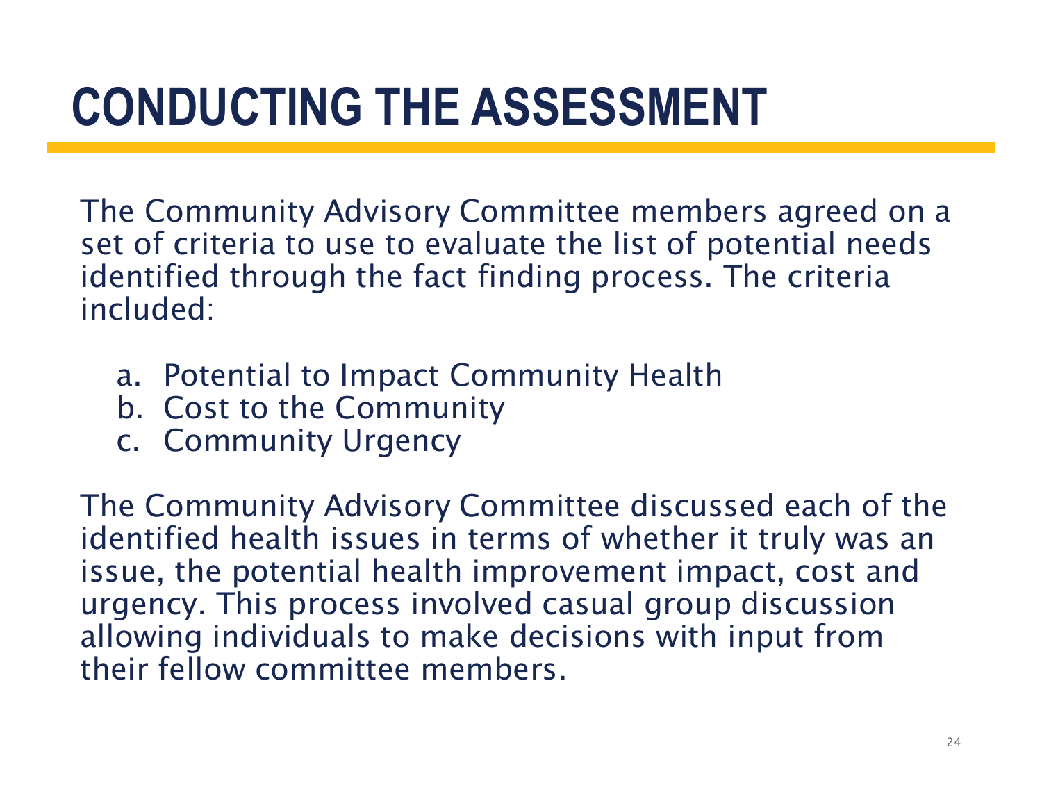# CONDUCTING THE ASSESSMENT

The Community Advisory Committee members agreed on a set of criteria to use to evaluate the list of potential needs identified through the fact finding process. The criteria included:

a. Potential to Impact Community Health
b. Cost to the Community
c. Community Urgency

The Community Advisory Committee discussed each of the identified health issues in terms of whether it truly was an issue, the potential health improvement impact, cost and urgency. This process involved casual group discussion allowing individuals to make decisions with input from their fellow committee members.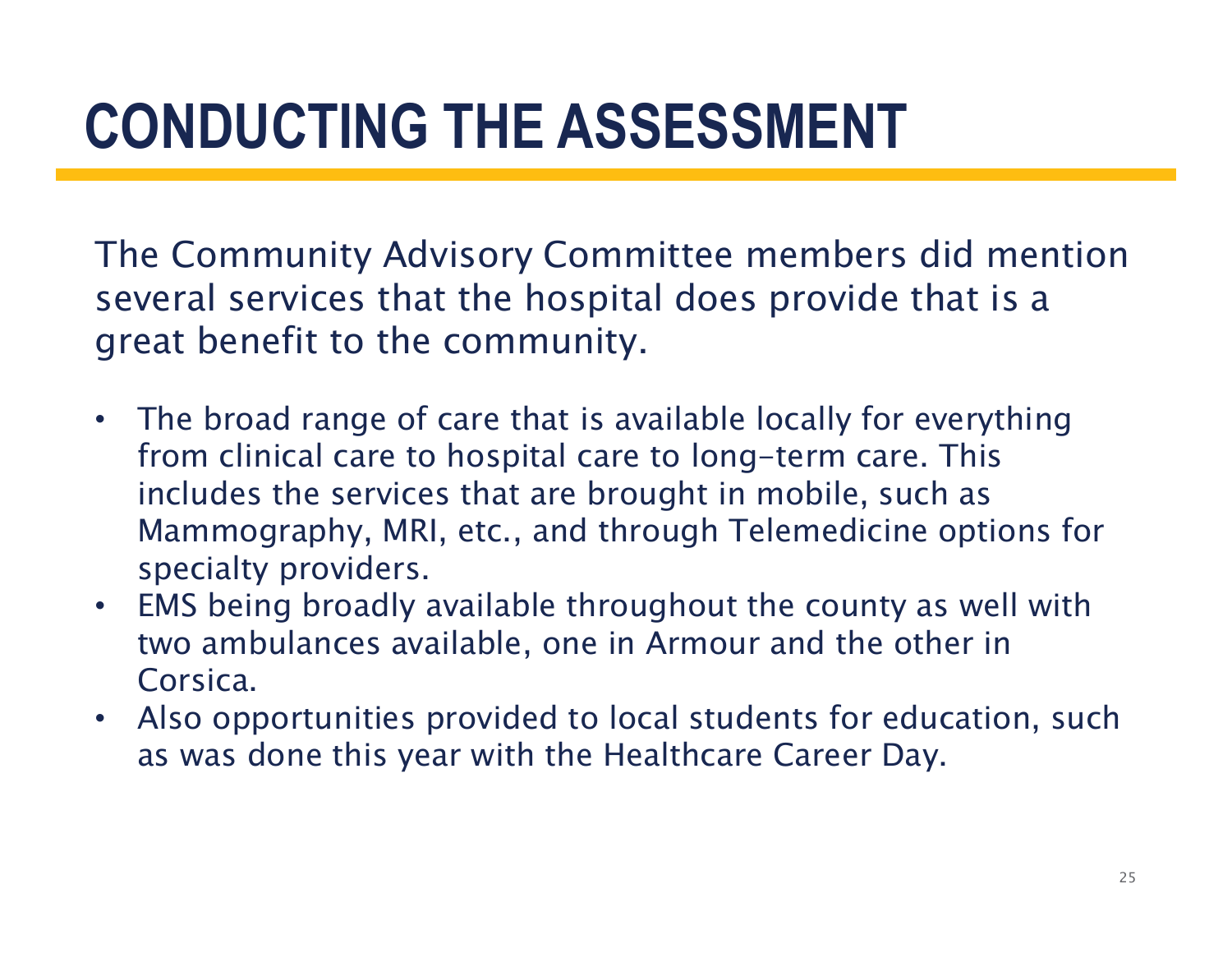# CONDUCTING THE ASSESSMENT

The Community Advisory Committee members did mention several services that the hospital does provide that is a great benefit to the community.

- The broad range of care that is available locally for everything from clinical care to hospital care to long-term care. This includes the services that are brought in mobile, such as Mammography, MRI, etc., and through Telemedicine options for specialty providers.
- EMS being broadly available throughout the county as well with two ambulances available, one in Armour and the other in Corsica.
- Also opportunities provided to local students for education, such as was done this year with the Healthcare Career Day.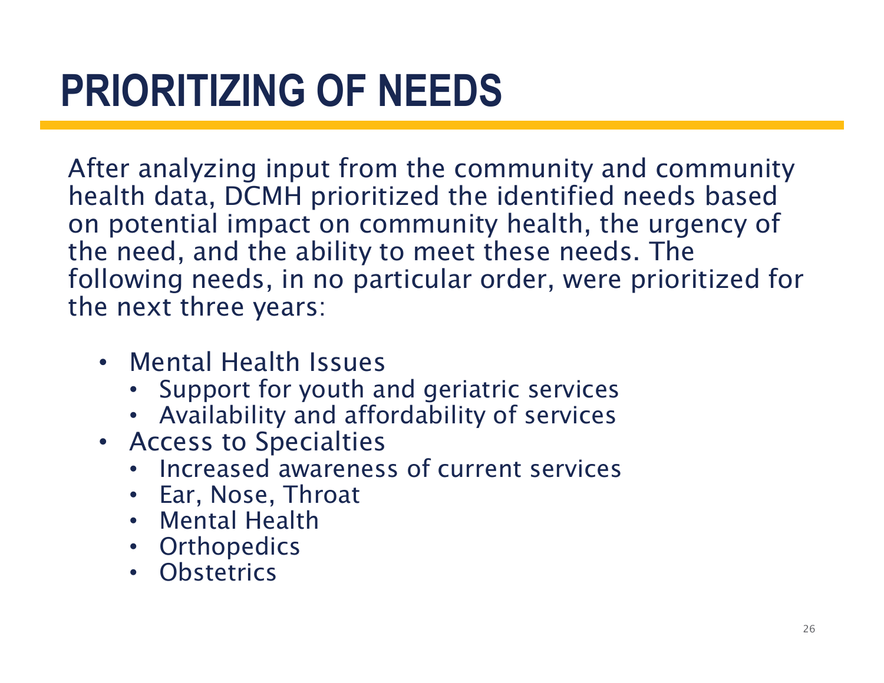# PRIORITIZING OF NEEDS

After analyzing input from the community and community health data, DCMH prioritized the identified needs based on potential impact on community health, the urgency of the need, and the ability to meet these needs. The following needs, in no particular order, were prioritized for the next three years:

- Mental Health Issues
  - Support for youth and geriatric services
  - Availability and affordability of services
- Access to Specialties
  - Increased awareness of current services
  - Ear, Nose, Throat
  - Mental Health
  - Orthopedics
  - Obstetrics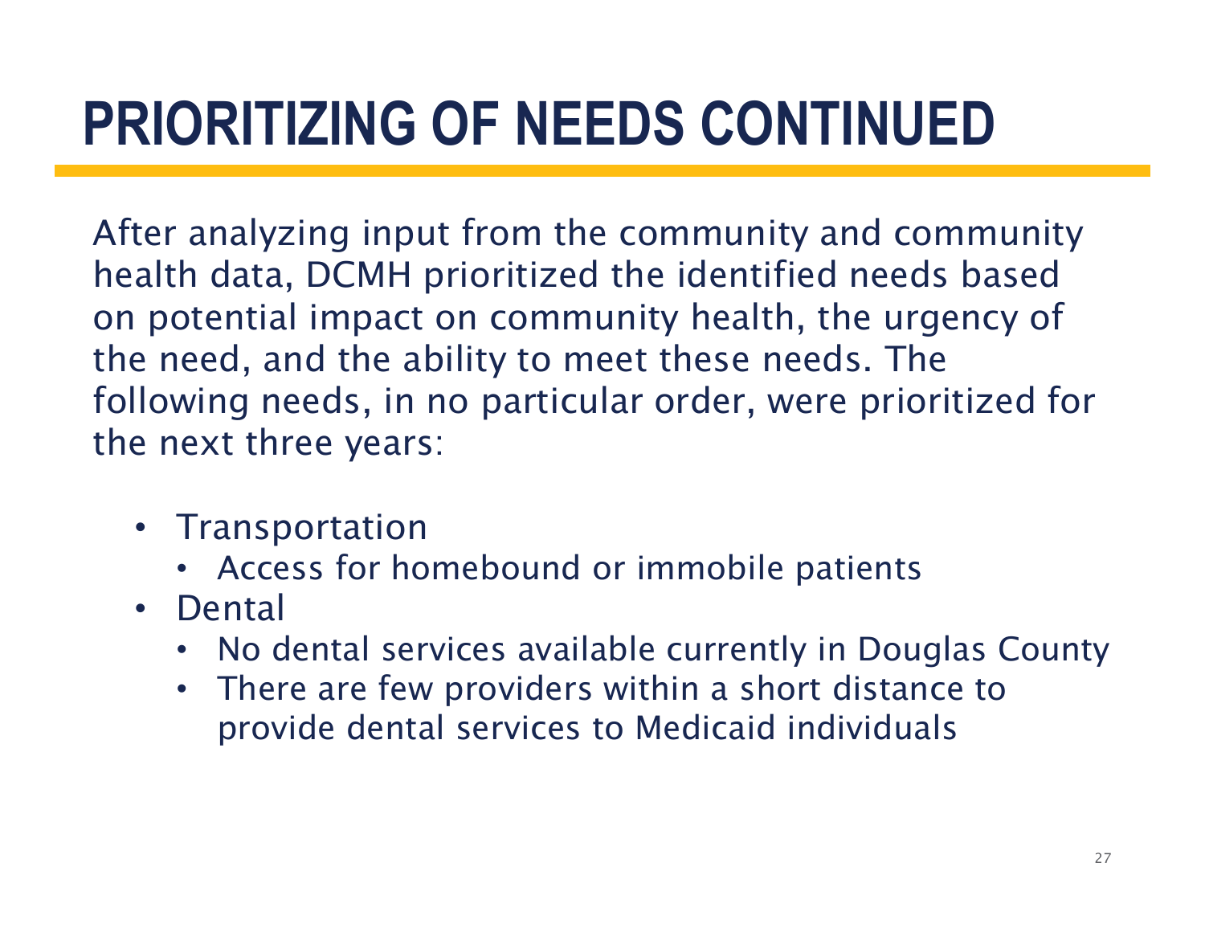# PRIORITIZING OF NEEDS CONTINUED

After analyzing input from the community and community health data, DCMH prioritized the identified needs based on potential impact on community health, the urgency of the need, and the ability to meet these needs. The following needs, in no particular order, were prioritized for the next three years:

- Transportation
  - Access for homebound or immobile patients
- Dental
  - No dental services available currently in Douglas County
  - There are few providers within a short distance to provide dental services to Medicaid individuals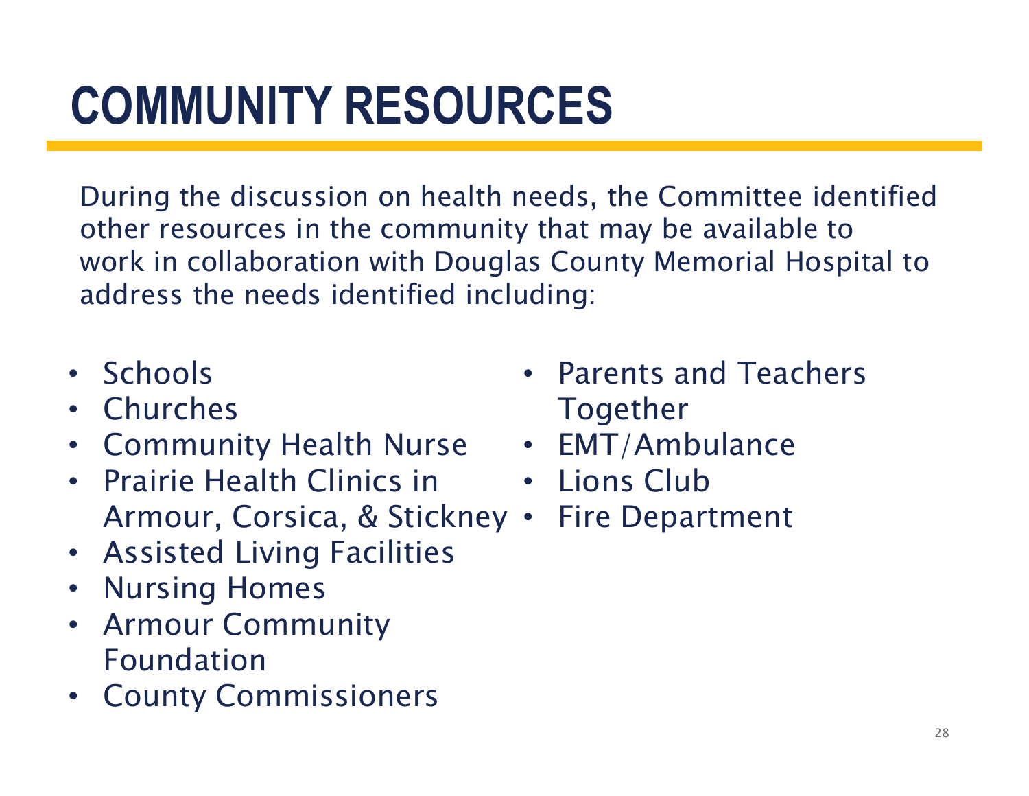# COMMUNITY RESOURCES

During the discussion on health needs, the Committee identified other resources in the community that may be available to work in collaboration with Douglas County Memorial Hospital to address the needs identified including:

- Schools
- Churches
- Community Health Nurse
- Prairie Health Clinics in Armour, Corsica, & Stickney
- Assisted Living Facilities
- Nursing Homes
- Armour Community Foundation
- County Commissioners
- Parents and Teachers Together
- EMT/Ambulance
- Lions Club
- Fire Department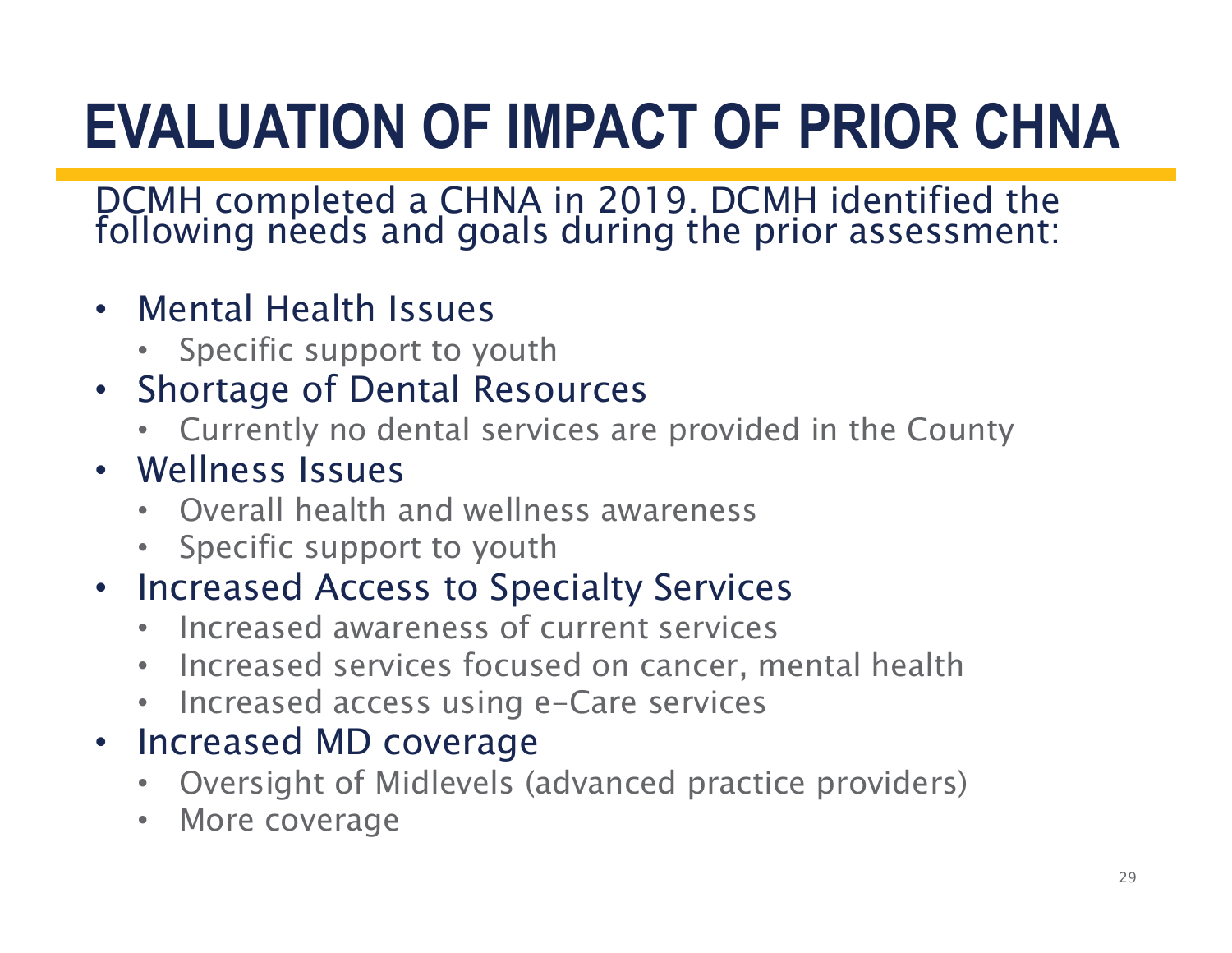# EVALUATION OF IMPACT OF PRIOR CHNA

DCMH completed a CHNA in 2019. DCMH identified the following needs and goals during the prior assessment:

- Mental Health Issues
  - Specific support to youth
- Shortage of Dental Resources
  - Currently no dental services are provided in the County
- Wellness Issues
  - Overall health and wellness awareness
  - Specific support to youth
- Increased Access to Specialty Services
  - Increased awareness of current services
  - Increased services focused on cancer, mental health
  - Increased access using e-Care services
- Increased MD coverage
  - Oversight of Midlevels (advanced practice providers)
  - More coverage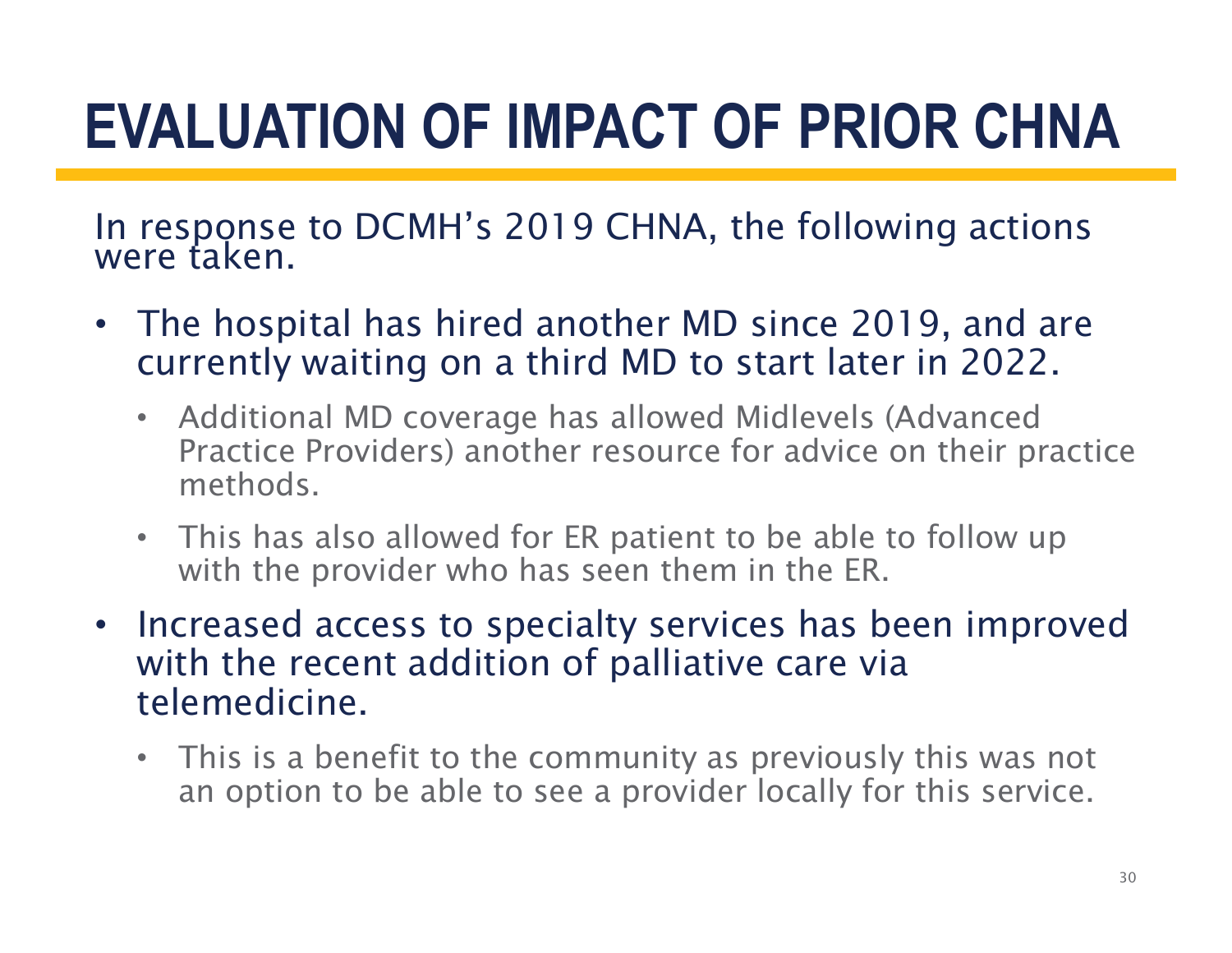# EVALUATION OF IMPACT OF PRIOR CHNA

In response to DCMH's 2019 CHNA, the following actions were taken.

- The hospital has hired another MD since 2019, and are currently waiting on a third MD to start later in 2022.
  - Additional MD coverage has allowed Midlevels (Advanced Practice Providers) another resource for advice on their practice methods.
  - This has also allowed for ER patient to be able to follow up with the provider who has seen them in the ER.
- Increased access to specialty services has been improved with the recent addition of palliative care via telemedicine.
  - This is a benefit to the community as previously this was not an option to be able to see a provider locally for this service.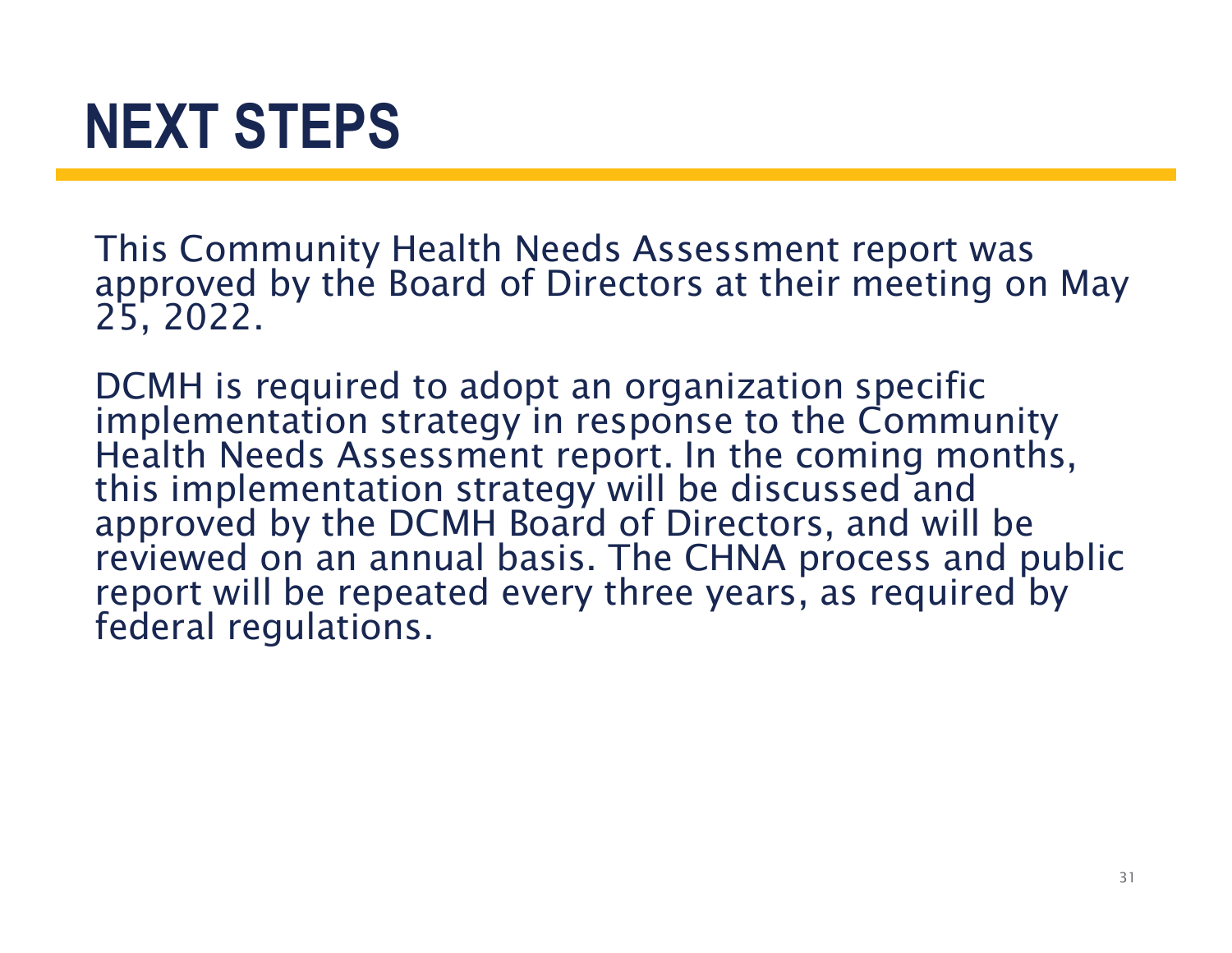# NEXT STEPS

This Community Health Needs Assessment report was approved by the Board of Directors at their meeting on May 25, 2022.

DCMH is required to adopt an organization specific implementation strategy in response to the Community Health Needs Assessment report. In the coming months, this implementation strategy will be discussed and approved by the DCMH Board of Directors, and will be reviewed on an annual basis. The CHNA process and public report will be repeated every three years, as required by federal regulations.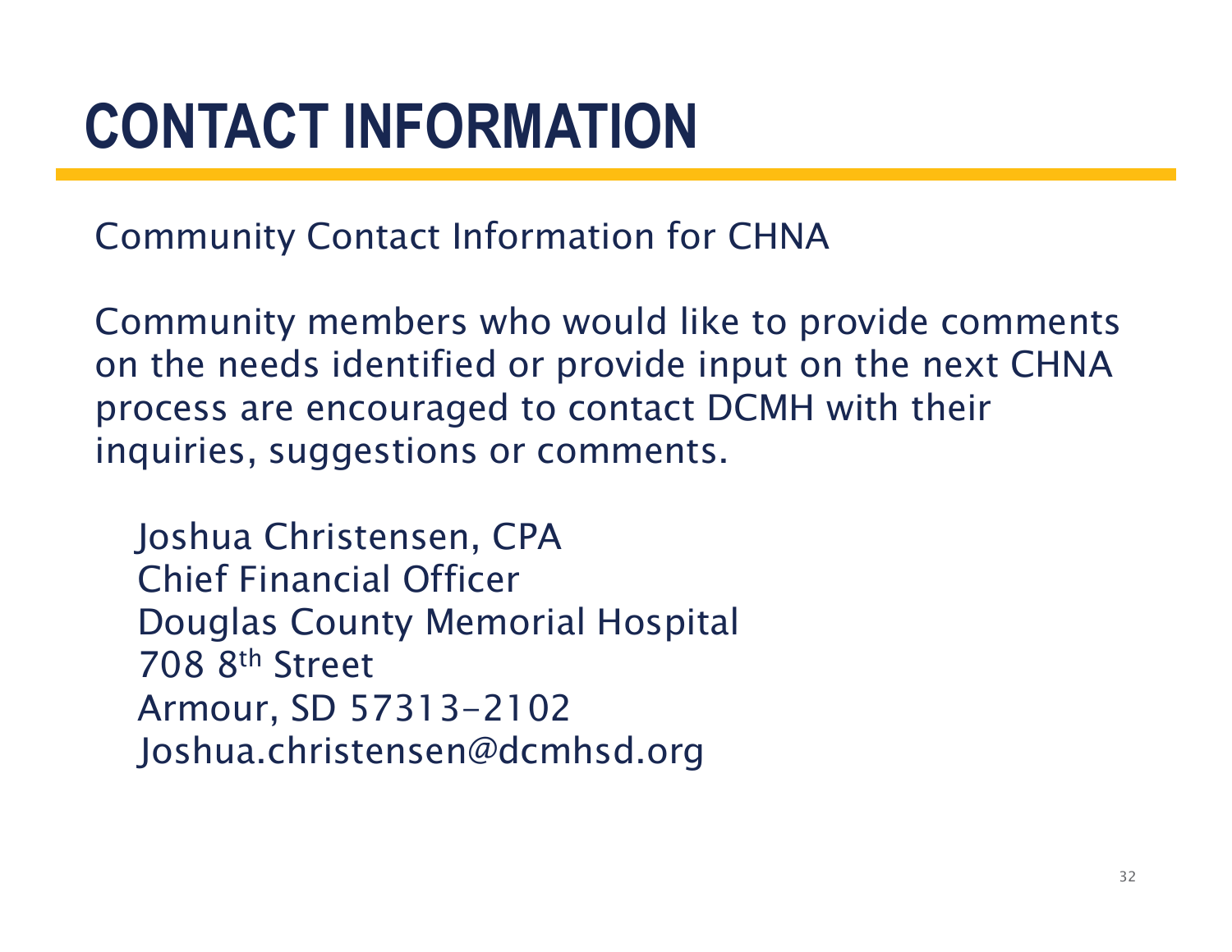# CONTACT INFORMATION

Community Contact Information for CHNA

Community members who would like to provide comments on the needs identified or provide input on the next CHNA process are encouraged to contact DCMH with their inquiries, suggestions or comments.

Joshua Christensen, CPA
Chief Financial Officer
Douglas County Memorial Hospital
708 8th Street
Armour, SD 57313-2102
Joshua.christensen@dcmhsd.org